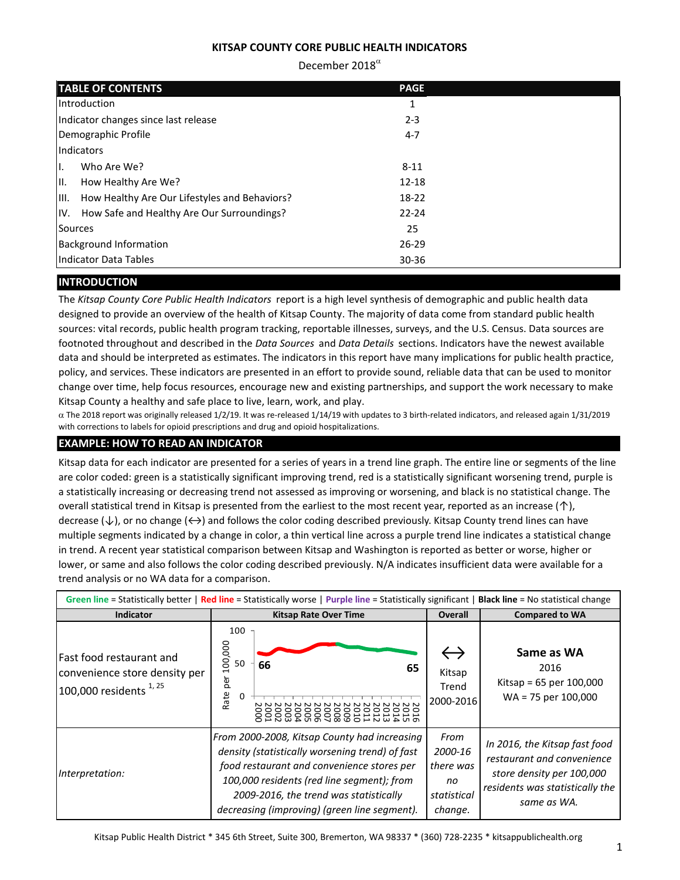# KITSAP COUNTY CORE PUBLIC HEALTH INDICATORS

December 2018[α]

| TABLE OF CONTENTS | PAGE |
|---|---|
| Introduction | 1 |
| Indicator changes since last release | 2-3 |
| Demographic Profile | 4-7 |
| Indicators | |
| I. Who Are We? | 8-11 |
| II. How Healthy Are We? | 12-18 |
| III. How Healthy Are Our Lifestyles and Behaviors? | 18-22 |
| IV. How Safe and Healthy Are Our Surroundings? | 22-24 |
| Sources | 25 |
| Background Information | 26-29 |
| Indicator Data Tables | 30-36 |

## INTRODUCTION

The *Kitsap County Core Public Health Indicators* report is a high level synthesis of demographic and public health data designed to provide an overview of the health of Kitsap County. The majority of data come from standard public health sources: vital records, public health program tracking, reportable illnesses, surveys, and the U.S. Census. Data sources are footnoted throughout and described in the *Data Sources* and *Data Details* sections. Indicators have the newest available data and should be interpreted as estimates. The indicators in this report have many implications for public health practice, policy, and services. These indicators are presented in an effort to provide sound, reliable data that can be used to monitor change over time, help focus resources, encourage new and existing partnerships, and support the work necessary to make Kitsap County a healthy and safe place to live, learn, work, and play.

α The 2018 report was originally released 1/2/19. It was re-released 1/14/19 with updates to 3 birth-related indicators, and released again 1/31/2019 with corrections to labels for opioid prescriptions and drug and opioid hospitalizations.

## EXAMPLE: HOW TO READ AN INDICATOR

Kitsap data for each indicator are presented for a series of years in a trend line graph. The entire line or segments of the line are color coded: green is a statistically significant improving trend, red is a statistically significant worsening trend, purple is a statistically increasing or decreasing trend not assessed as improving or worsening, and black is no statistical change. The overall statistical trend in Kitsap is presented from the earliest to the most recent year, reported as an increase (↑), decrease (↓), or no change (↔) and follows the color coding described previously. Kitsap County trend lines can have multiple segments indicated by a change in color, a thin vertical line across a purple trend line indicates a statistical change in trend. A recent year statistical comparison between Kitsap and Washington is reported as better or worse, higher or lower, or same and also follows the color coding described previously. N/A indicates insufficient data were available for a trend analysis or no WA data for a comparison.

Green line = Statistically better | Red line = Statistically worse | Purple line = Statistically significant | Black line = No statistical change

| Indicator | Kitsap Rate Over Time | Overall | Compared to WA |
|---|---|---|---|
| Fast food restaurant and convenience store density per 100,000 residents [1, 25] | Rate per 100,000 (2000–2016): 66 → 65 | ↔ Kitsap Trend 2000-2016 | **Same as WA** 2016 Kitsap = 65 per 100,000 WA = 75 per 100,000 |
| *Interpretation:* | *From 2000-2008, Kitsap County had increasing density (statistically worsening trend) of fast food restaurant and convenience stores per 100,000 residents (red line segment); from 2009-2016, the trend was statistically decreasing (improving) (green line segment).* | *From 2000-16 there was no statistical change.* | *In 2016, the Kitsap fast food restaurant and convenience store density per 100,000 residents was statistically the same as WA.* |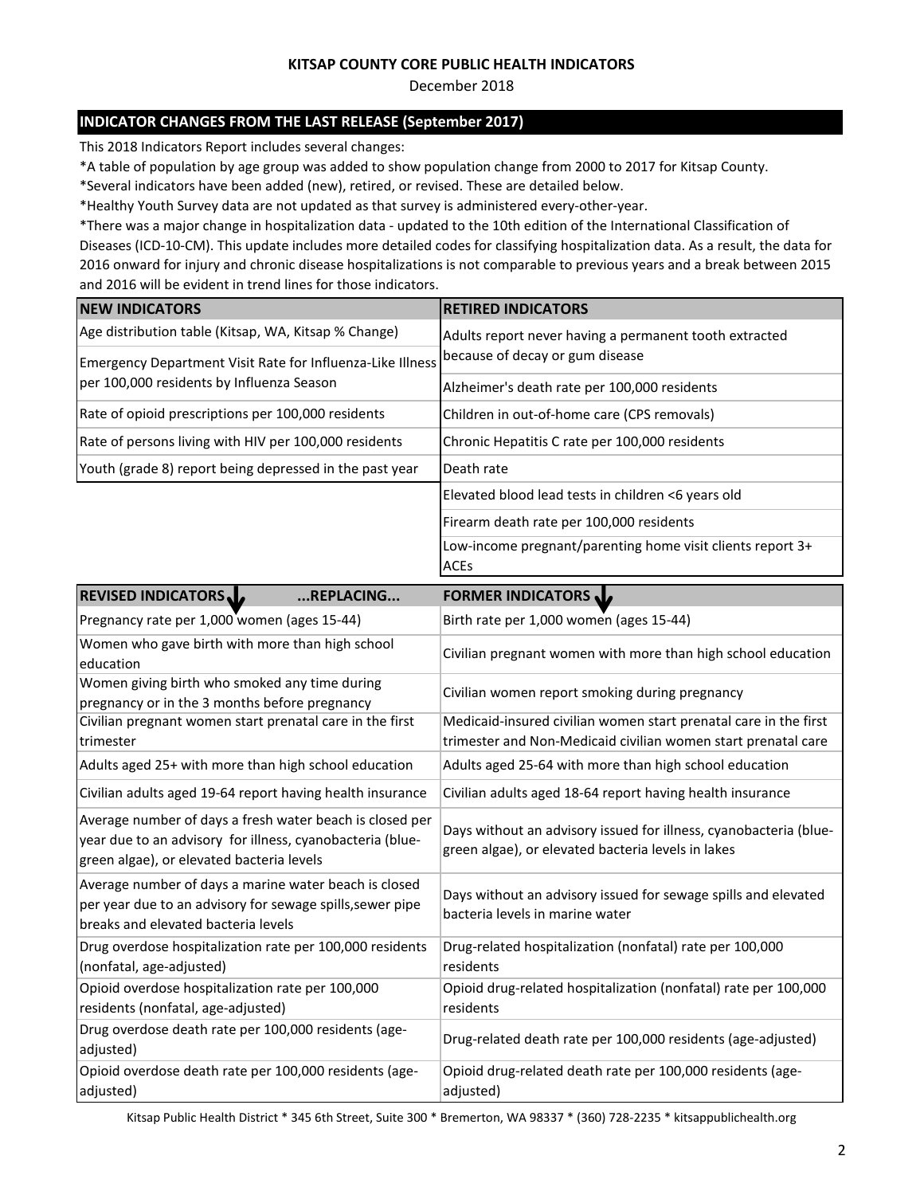**KITSAP COUNTY CORE PUBLIC HEALTH INDICATORS**

December 2018

## INDICATOR CHANGES FROM THE LAST RELEASE (September 2017)

This 2018 Indicators Report includes several changes:

*A table of population by age group was added to show population change from 2000 to 2017 for Kitsap County.

*Several indicators have been added (new), retired, or revised. These are detailed below.

*Healthy Youth Survey data are not updated as that survey is administered every-other-year.

*There was a major change in hospitalization data - updated to the 10th edition of the International Classification of Diseases (ICD-10-CM). This update includes more detailed codes for classifying hospitalization data. As a result, the data for 2016 onward for injury and chronic disease hospitalizations is not comparable to previous years and a break between 2015 and 2016 will be evident in trend lines for those indicators.

| NEW INDICATORS | RETIRED INDICATORS |
|---|---|
| Age distribution table (Kitsap, WA, Kitsap % Change) | Adults report never having a permanent tooth extracted because of decay or gum disease |
| Emergency Department Visit Rate for Influenza-Like Illness per 100,000 residents by Influenza Season | Alzheimer's death rate per 100,000 residents |
| Rate of opioid prescriptions per 100,000 residents | Children in out-of-home care (CPS removals) |
| Rate of persons living with HIV per 100,000 residents | Chronic Hepatitis C rate per 100,000 residents |
| Youth (grade 8) report being depressed in the past year | Death rate |
| | Elevated blood lead tests in children <6 years old |
| | Firearm death rate per 100,000 residents |
| | Low-income pregnant/parenting home visit clients report 3+ ACEs |

| REVISED INDICATORS ...REPLACING... | FORMER INDICATORS |
|---|---|
| Pregnancy rate per 1,000 women (ages 15-44) | Birth rate per 1,000 women (ages 15-44) |
| Women who gave birth with more than high school education | Civilian pregnant women with more than high school education |
| Women giving birth who smoked any time during pregnancy or in the 3 months before pregnancy | Civilian women report smoking during pregnancy |
| Civilian pregnant women start prenatal care in the first trimester | Medicaid-insured civilian women start prenatal care in the first trimester and Non-Medicaid civilian women start prenatal care |
| Adults aged 25+ with more than high school education | Adults aged 25-64 with more than high school education |
| Civilian adults aged 19-64 report having health insurance | Civilian adults aged 18-64 report having health insurance |
| Average number of days a fresh water beach is closed per year due to an advisory for illness, cyanobacteria (blue-green algae), or elevated bacteria levels | Days without an advisory issued for illness, cyanobacteria (blue-green algae), or elevated bacteria levels in lakes |
| Average number of days a marine water beach is closed per year due to an advisory for sewage spills,sewer pipe breaks and elevated bacteria levels | Days without an advisory issued for sewage spills and elevated bacteria levels in marine water |
| Drug overdose hospitalization rate per 100,000 residents (nonfatal, age-adjusted) | Drug-related hospitalization (nonfatal) rate per 100,000 residents |
| Opioid overdose hospitalization rate per 100,000 residents (nonfatal, age-adjusted) | Opioid drug-related hospitalization (nonfatal) rate per 100,000 residents |
| Drug overdose death rate per 100,000 residents (age-adjusted) | Drug-related death rate per 100,000 residents (age-adjusted) |
| Opioid overdose death rate per 100,000 residents (age-adjusted) | Opioid drug-related death rate per 100,000 residents (age-adjusted) |

Kitsap Public Health District * 345 6th Street, Suite 300 * Bremerton, WA 98337 * (360) 728-2235 * kitsappublichealth.org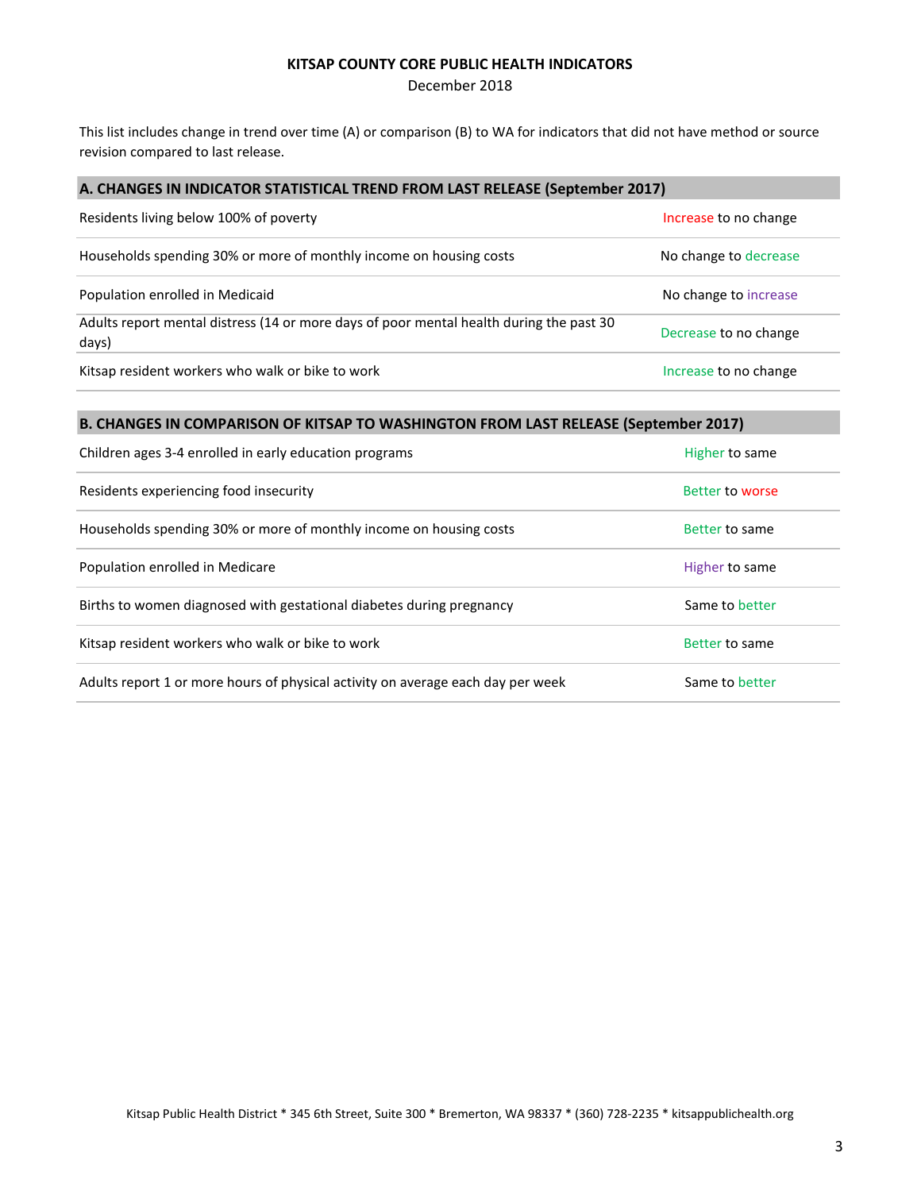## KITSAP COUNTY CORE PUBLIC HEALTH INDICATORS

December 2018

This list includes change in trend over time (A) or comparison (B) to WA for indicators that did not have method or source revision compared to last release.

| A. CHANGES IN INDICATOR STATISTICAL TREND FROM LAST RELEASE (September 2017) | |
|---|---|
| Residents living below 100% of poverty | Increase to no change |
| Households spending 30% or more of monthly income on housing costs | No change to decrease |
| Population enrolled in Medicaid | No change to increase |
| Adults report mental distress (14 or more days of poor mental health during the past 30 days) | Decrease to no change |
| Kitsap resident workers who walk or bike to work | Increase to no change |

| B. CHANGES IN COMPARISON OF KITSAP TO WASHINGTON FROM LAST RELEASE (September 2017) | |
|---|---|
| Children ages 3-4 enrolled in early education programs | Higher to same |
| Residents experiencing food insecurity | Better to worse |
| Households spending 30% or more of monthly income on housing costs | Better to same |
| Population enrolled in Medicare | Higher to same |
| Births to women diagnosed with gestational diabetes during pregnancy | Same to better |
| Kitsap resident workers who walk or bike to work | Better to same |
| Adults report 1 or more hours of physical activity on average each day per week | Same to better |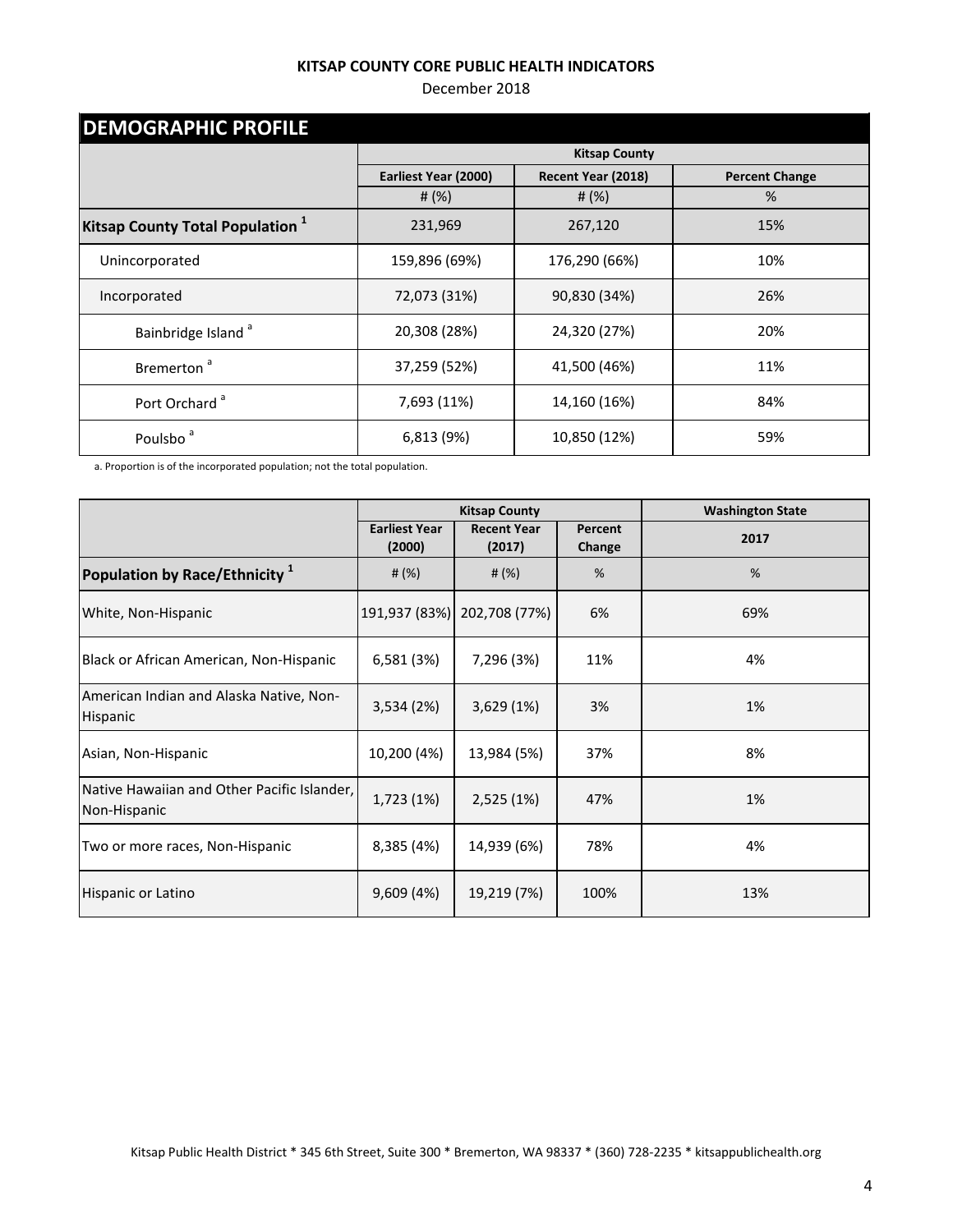**KITSAP COUNTY CORE PUBLIC HEALTH INDICATORS**

December 2018

## DEMOGRAPHIC PROFILE

| | Kitsap County | | |
|---|---|---|---|
| | Earliest Year (2000) | Recent Year (2018) | Percent Change |
| | # (%) | # (%) | % |
| **Kitsap County Total Population [1]** | 231,969 | 267,120 | 15% |
| Unincorporated | 159,896 (69%) | 176,290 (66%) | 10% |
| Incorporated | 72,073 (31%) | 90,830 (34%) | 26% |
| Bainbridge Island [a] | 20,308 (28%) | 24,320 (27%) | 20% |
| Bremerton [a] | 37,259 (52%) | 41,500 (46%) | 11% |
| Port Orchard [a] | 7,693 (11%) | 14,160 (16%) | 84% |
| Poulsbo [a] | 6,813 (9%) | 10,850 (12%) | 59% |

a. Proportion is of the incorporated population; not the total population.

| | Kitsap County | | | Washington State |
|---|---|---|---|---|
| | Earliest Year (2000) | Recent Year (2017) | Percent Change | 2017 |
| **Population by Race/Ethnicity [1]** | # (%) | # (%) | % | % |
| White, Non-Hispanic | 191,937 (83%) | 202,708 (77%) | 6% | 69% |
| Black or African American, Non-Hispanic | 6,581 (3%) | 7,296 (3%) | 11% | 4% |
| American Indian and Alaska Native, Non-Hispanic | 3,534 (2%) | 3,629 (1%) | 3% | 1% |
| Asian, Non-Hispanic | 10,200 (4%) | 13,984 (5%) | 37% | 8% |
| Native Hawaiian and Other Pacific Islander, Non-Hispanic | 1,723 (1%) | 2,525 (1%) | 47% | 1% |
| Two or more races, Non-Hispanic | 8,385 (4%) | 14,939 (6%) | 78% | 4% |
| Hispanic or Latino | 9,609 (4%) | 19,219 (7%) | 100% | 13% |

Kitsap Public Health District * 345 6th Street, Suite 300 * Bremerton, WA 98337 * (360) 728-2235 * kitsappublichealth.org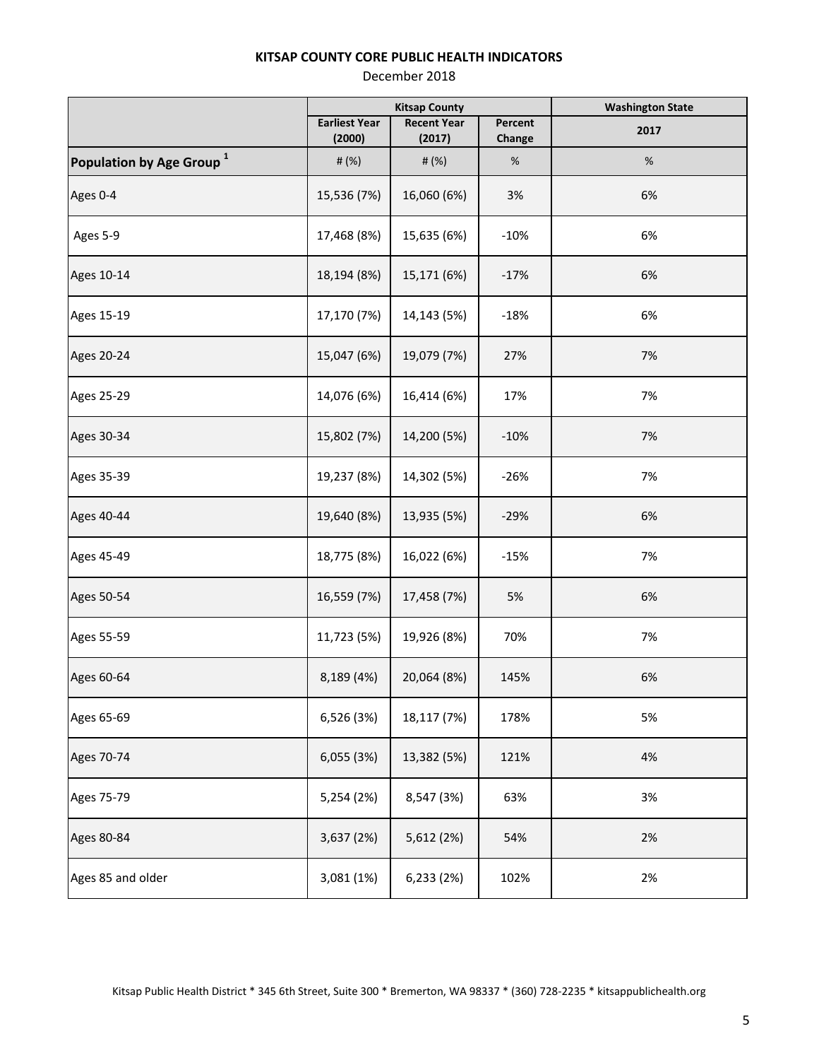**KITSAP COUNTY CORE PUBLIC HEALTH INDICATORS**

December 2018

| | Kitsap County | | | Washington State |
|---|---|---|---|---|
| | Earliest Year (2000) | Recent Year (2017) | Percent Change | 2017 |
| **Population by Age Group [1]** | # (%) | # (%) | % | % |
| Ages 0-4 | 15,536 (7%) | 16,060 (6%) | 3% | 6% |
| Ages 5-9 | 17,468 (8%) | 15,635 (6%) | -10% | 6% |
| Ages 10-14 | 18,194 (8%) | 15,171 (6%) | -17% | 6% |
| Ages 15-19 | 17,170 (7%) | 14,143 (5%) | -18% | 6% |
| Ages 20-24 | 15,047 (6%) | 19,079 (7%) | 27% | 7% |
| Ages 25-29 | 14,076 (6%) | 16,414 (6%) | 17% | 7% |
| Ages 30-34 | 15,802 (7%) | 14,200 (5%) | -10% | 7% |
| Ages 35-39 | 19,237 (8%) | 14,302 (5%) | -26% | 7% |
| Ages 40-44 | 19,640 (8%) | 13,935 (5%) | -29% | 6% |
| Ages 45-49 | 18,775 (8%) | 16,022 (6%) | -15% | 7% |
| Ages 50-54 | 16,559 (7%) | 17,458 (7%) | 5% | 6% |
| Ages 55-59 | 11,723 (5%) | 19,926 (8%) | 70% | 7% |
| Ages 60-64 | 8,189 (4%) | 20,064 (8%) | 145% | 6% |
| Ages 65-69 | 6,526 (3%) | 18,117 (7%) | 178% | 5% |
| Ages 70-74 | 6,055 (3%) | 13,382 (5%) | 121% | 4% |
| Ages 75-79 | 5,254 (2%) | 8,547 (3%) | 63% | 3% |
| Ages 80-84 | 3,637 (2%) | 5,612 (2%) | 54% | 2% |
| Ages 85 and older | 3,081 (1%) | 6,233 (2%) | 102% | 2% |

Kitsap Public Health District * 345 6th Street, Suite 300 * Bremerton, WA 98337 * (360) 728-2235 * kitsappublichealth.org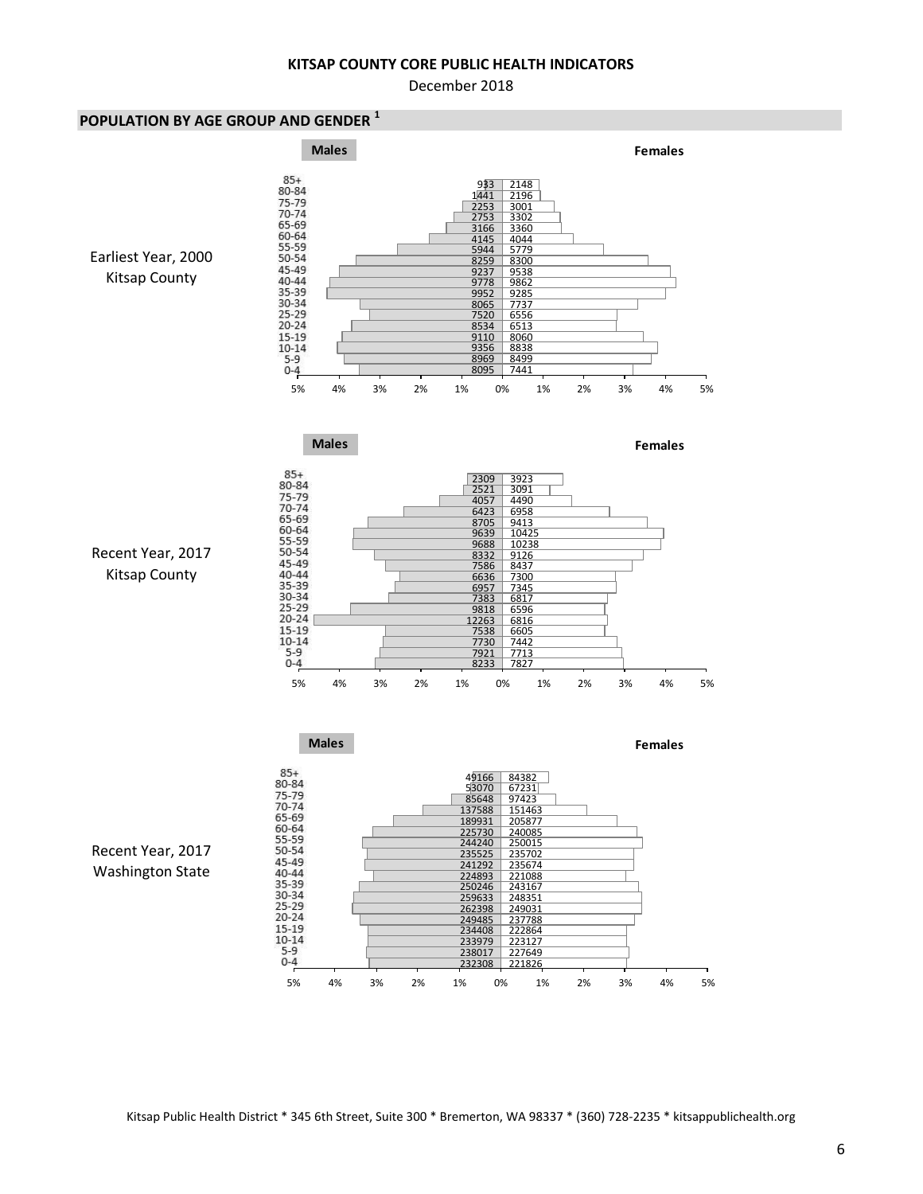## POPULATION BY AGE GROUP AND GENDER [1]

### Earliest Year, 2000 — Kitsap County

| Age Group | Males | Females |
|---|---|---|
| 85+ | 933 | 2148 |
| 80-84 | 1441 | 2196 |
| 75-79 | 2253 | 3001 |
| 70-74 | 2753 | 3302 |
| 65-69 | 3166 | 3360 |
| 60-64 | 4145 | 4044 |
| 55-59 | 5944 | 5779 |
| 50-54 | 8259 | 8300 |
| 45-49 | 9237 | 9538 |
| 40-44 | 9778 | 9862 |
| 35-39 | 9952 | 9285 |
| 30-34 | 8065 | 7737 |
| 25-29 | 7520 | 6556 |
| 20-24 | 8534 | 6513 |
| 15-19 | 9110 | 8060 |
| 10-14 | 9356 | 8838 |
| 5-9 | 8969 | 8499 |
| 0-4 | 8095 | 7441 |

### Recent Year, 2017 — Kitsap County

| Age Group | Males | Females |
|---|---|---|
| 85+ | 2309 | 3923 |
| 80-84 | 2521 | 3091 |
| 75-79 | 4057 | 4490 |
| 70-74 | 6423 | 6958 |
| 65-69 | 8705 | 9413 |
| 60-64 | 9639 | 10425 |
| 55-59 | 9688 | 10238 |
| 50-54 | 8332 | 9126 |
| 45-49 | 7586 | 8437 |
| 40-44 | 6636 | 7300 |
| 35-39 | 6957 | 7345 |
| 30-34 | 7383 | 6817 |
| 25-29 | 9818 | 6596 |
| 20-24 | 12263 | 6816 |
| 15-19 | 7538 | 6605 |
| 10-14 | 7730 | 7442 |
| 5-9 | 7921 | 7713 |
| 0-4 | 8233 | 7827 |

### Recent Year, 2017 — Washington State

| Age Group | Males | Females |
|---|---|---|
| 85+ | 49166 | 84382 |
| 80-84 | 53070 | 67231 |
| 75-79 | 85648 | 97423 |
| 70-74 | 137588 | 151463 |
| 65-69 | 189931 | 205877 |
| 60-64 | 225730 | 240085 |
| 55-59 | 244240 | 250015 |
| 50-54 | 235525 | 235702 |
| 45-49 | 241292 | 235674 |
| 40-44 | 224893 | 221088 |
| 35-39 | 250246 | 243167 |
| 30-34 | 259633 | 248351 |
| 25-29 | 262398 | 249031 |
| 20-24 | 249485 | 237788 |
| 15-19 | 234408 | 222864 |
| 10-14 | 233979 | 223127 |
| 5-9 | 238017 | 227649 |
| 0-4 | 232308 | 221826 |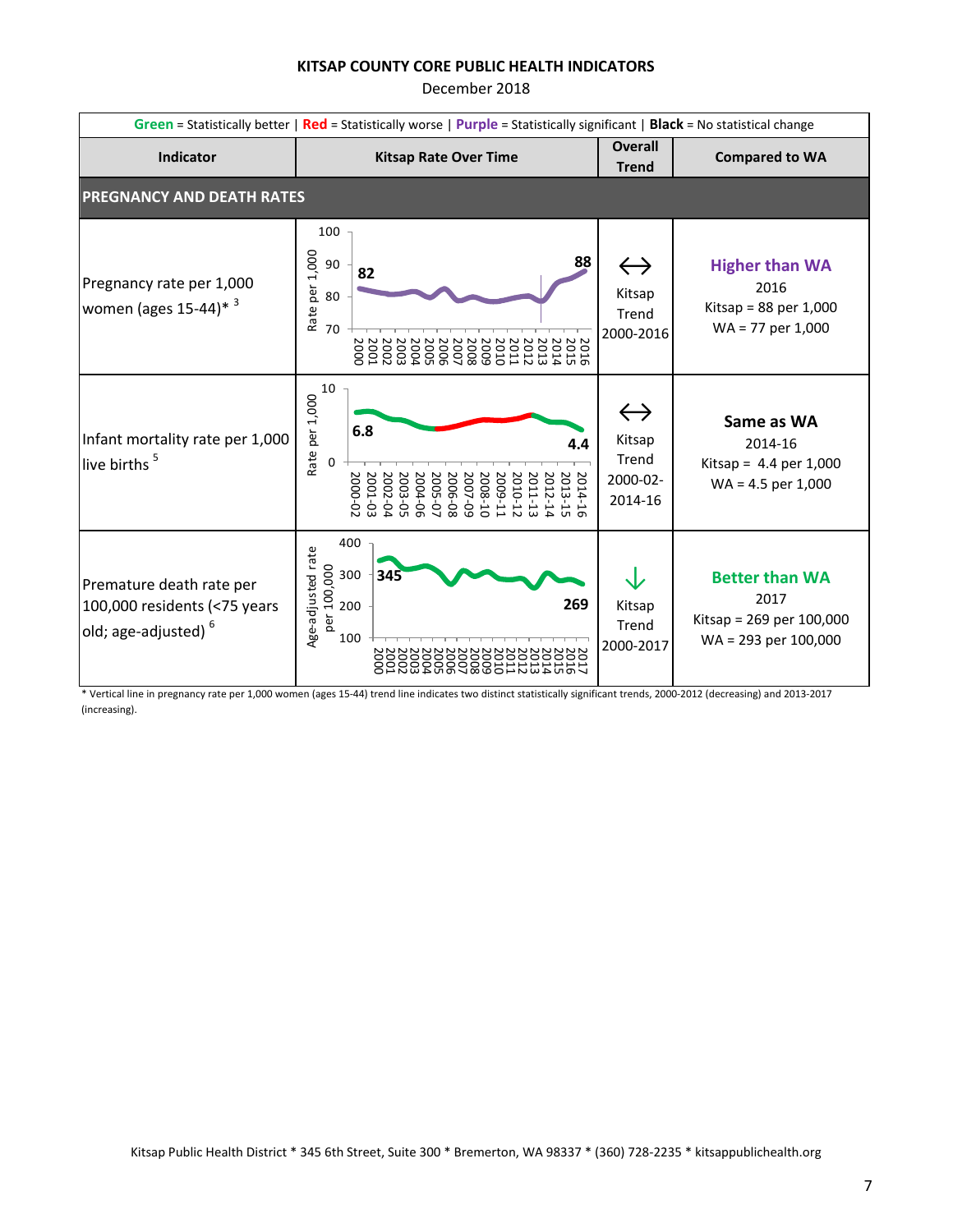**KITSAP COUNTY CORE PUBLIC HEALTH INDICATORS**

December 2018

**Green** = Statistically better | **Red** = Statistically worse | **Purple** = Statistically significant | **Black** = No statistical change

| Indicator | Kitsap Rate Over Time | Overall Trend | Compared to WA |
|---|---|---|---|
| **PREGNANCY AND DEATH RATES** | | | |
| Pregnancy rate per 1,000 women (ages 15-44)* [3] | Rate per 1,000 (2000–2016): 82 … 88 | ↔ Kitsap Trend 2000-2016 | **Higher than WA** 2016 Kitsap = 88 per 1,000 WA = 77 per 1,000 |
| Infant mortality rate per 1,000 live births [5] | Rate per 1,000 (2000-02 – 2014-16): 6.8 … 4.4 | ↔ Kitsap Trend 2000-02-2014-16 | **Same as WA** 2014-16 Kitsap = 4.4 per 1,000 WA = 4.5 per 1,000 |
| Premature death rate per 100,000 residents (<75 years old; age-adjusted) [6] | Age-adjusted rate per 100,000 (2000–2017): 345 … 269 | ↓ Kitsap Trend 2000-2017 | **Better than WA** 2017 Kitsap = 269 per 100,000 WA = 293 per 100,000 |

\* Vertical line in pregnancy rate per 1,000 women (ages 15-44) trend line indicates two distinct statistically significant trends, 2000-2012 (decreasing) and 2013-2017 (increasing).

Kitsap Public Health District * 345 6th Street, Suite 300 * Bremerton, WA 98337 * (360) 728-2235 * kitsappublichealth.org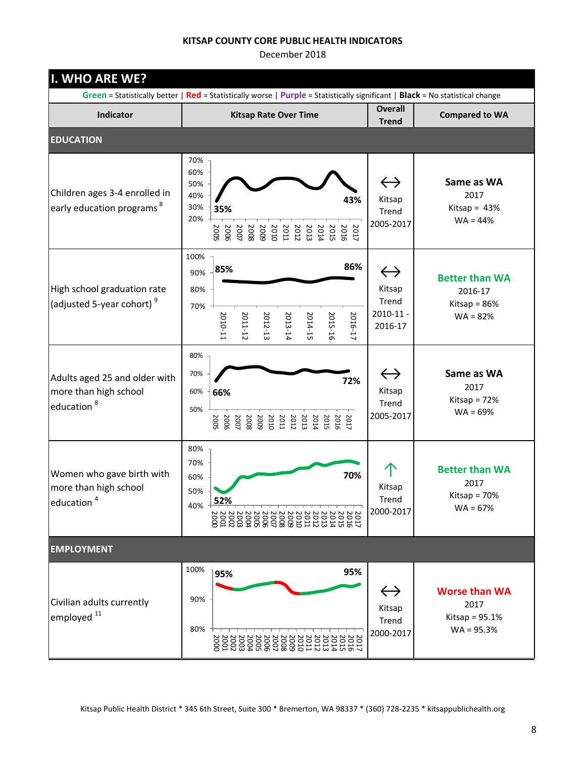KITSAP COUNTY CORE PUBLIC HEALTH INDICATORS

December 2018

## I. WHO ARE WE?

**Green** = Statistically better | **Red** = Statistically worse | **Purple** = Statistically significant | **Black** = No statistical change

| Indicator | Kitsap Rate Over Time | Overall Trend | Compared to WA |
|---|---|---|---|
| **EDUCATION** | | | |
| Children ages 3-4 enrolled in early education programs [8] | 35% (2005) – 43% (2017) | ↔ Kitsap Trend 2005-2017 | **Same as WA** 2017 Kitsap = 43% WA = 44% |
| High school graduation rate (adjusted 5-year cohort) [9] | 85% (2010-11) – 86% (2016-17) | ↔ Kitsap Trend 2010-11 - 2016-17 | **Better than WA** 2016-17 Kitsap = 86% WA = 82% |
| Adults aged 25 and older with more than high school education [8] | 66% (2005) – 72% (2017) | ↔ Kitsap Trend 2005-2017 | **Same as WA** 2017 Kitsap = 72% WA = 69% |
| Women who gave birth with more than high school education [4] | 52% (2000) – 70% (2017) | ↑ Kitsap Trend 2000-2017 | **Better than WA** 2017 Kitsap = 70% WA = 67% |
| **EMPLOYMENT** | | | |
| Civilian adults currently employed [11] | 95% (2000) – 95% (2017) | ↔ Kitsap Trend 2000-2017 | **Worse than WA** 2017 Kitsap = 95.1% WA = 95.3% |

Kitsap Public Health District * 345 6th Street, Suite 300 * Bremerton, WA 98337 * (360) 728-2235 * kitsappublichealth.org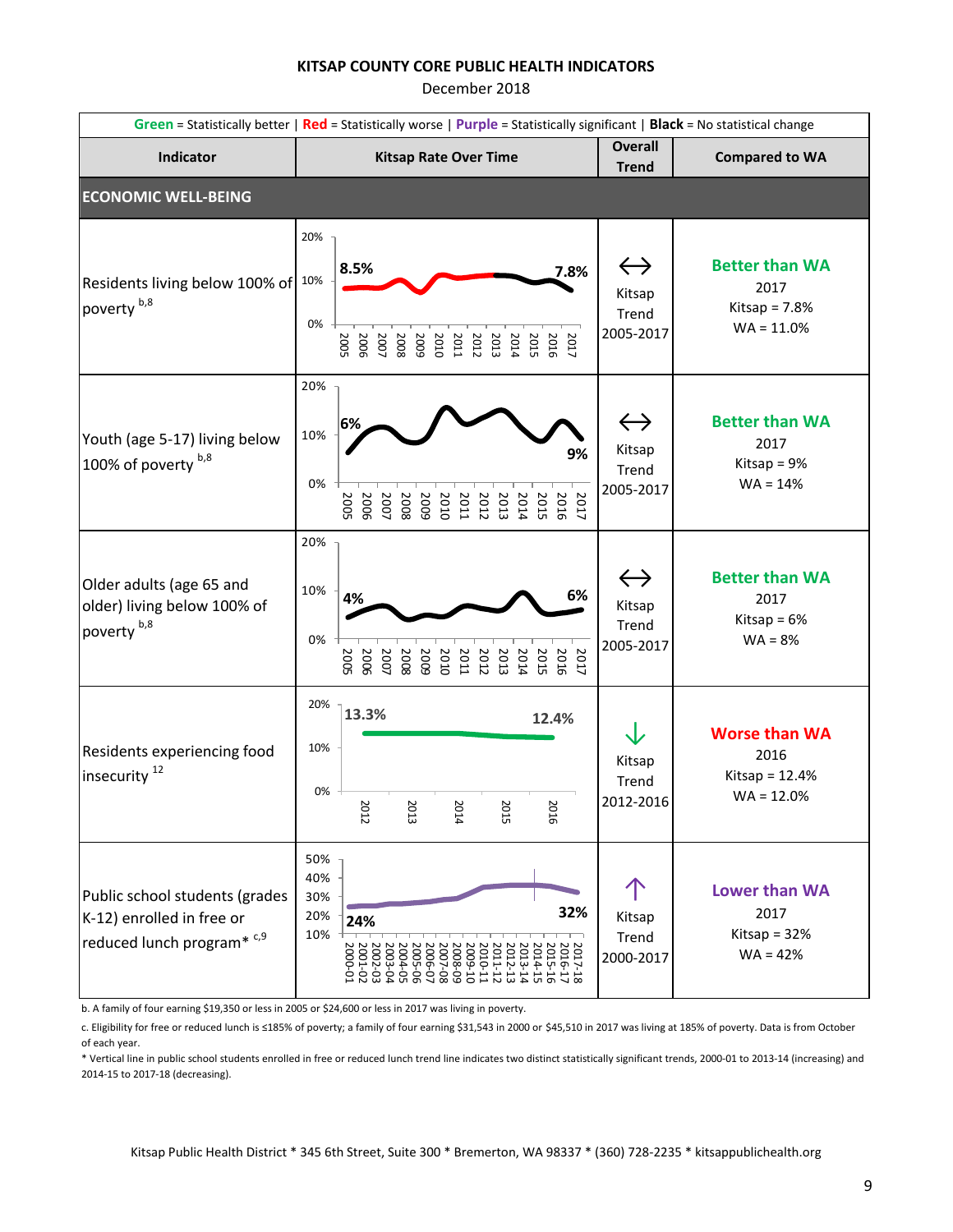**KITSAP COUNTY CORE PUBLIC HEALTH INDICATORS**

December 2018

**Green** = Statistically better | **Red** = Statistically worse | **Purple** = Statistically significant | **Black** = No statistical change

| Indicator | Kitsap Rate Over Time | Overall Trend | Compared to WA |
|---|---|---|---|
| **ECONOMIC WELL-BEING** | | | |
| Residents living below 100% of poverty [b,8] | 8.5% (2005) – 7.8% (2017) | ↔ Kitsap Trend 2005-2017 | **Better than WA** 2017 Kitsap = 7.8% WA = 11.0% |
| Youth (age 5-17) living below 100% of poverty [b,8] | 6% (2005) – 9% (2017) | ↔ Kitsap Trend 2005-2017 | **Better than WA** 2017 Kitsap = 9% WA = 14% |
| Older adults (age 65 and older) living below 100% of poverty [b,8] | 4% (2005) – 6% (2017) | ↔ Kitsap Trend 2005-2017 | **Better than WA** 2017 Kitsap = 6% WA = 8% |
| Residents experiencing food insecurity [12] | 13.3% (2012) – 12.4% (2016) | ↓ Kitsap Trend 2012-2016 | **Worse than WA** 2016 Kitsap = 12.4% WA = 12.0% |
| Public school students (grades K-12) enrolled in free or reduced lunch program* [c,9] | 24% (2000-01) – 32% (2017-18) | ↑ Kitsap Trend 2000-2017 | **Lower than WA** 2017 Kitsap = 32% WA = 42% |

b. A family of four earning $19,350 or less in 2005 or $24,600 or less in 2017 was living in poverty.

c. Eligibility for free or reduced lunch is ≤185% of poverty; a family of four earning $31,543 in 2000 or $45,510 in 2017 was living at 185% of poverty. Data is from October of each year.

* Vertical line in public school students enrolled in free or reduced lunch trend line indicates two distinct statistically significant trends, 2000-01 to 2013-14 (increasing) and 2014-15 to 2017-18 (decreasing).

Kitsap Public Health District * 345 6th Street, Suite 300 * Bremerton, WA 98337 * (360) 728-2235 * kitsappublichealth.org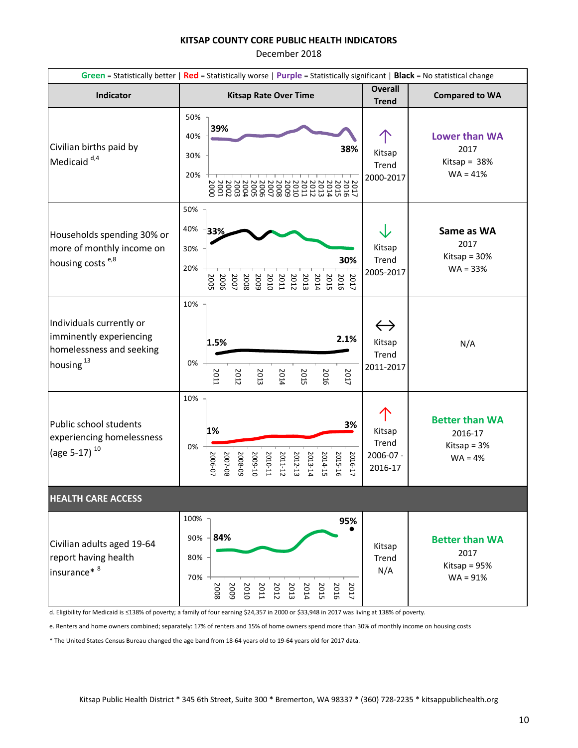**KITSAP COUNTY CORE PUBLIC HEALTH INDICATORS**

December 2018

**Green** = Statistically better | **Red** = Statistically worse | **Purple** = Statistically significant | **Black** = No statistical change

| Indicator | Kitsap Rate Over Time | Overall Trend | Compared to WA |
|---|---|---|---|
| Civilian births paid by Medicaid [d,4] | 2000: 39%; 2017: 38% | ↑ Kitsap Trend 2000-2017 | **Lower than WA** 2017 Kitsap = 38% WA = 41% |
| Households spending 30% or more of monthly income on housing costs [e,8] | 2005: 33%; 2017: 30% | ↓ Kitsap Trend 2005-2017 | **Same as WA** 2017 Kitsap = 30% WA = 33% |
| Individuals currently or imminently experiencing homelessness and seeking housing [13] | 2011: 1.5%; 2017: 2.1% | ↔ Kitsap Trend 2011-2017 | N/A |
| Public school students experiencing homelessness (age 5-17) [10] | 2006-07: 1%; 2016-17: 3% | ↑ Kitsap Trend 2006-07 - 2016-17 | **Better than WA** 2016-17 Kitsap = 3% WA = 4% |
| **HEALTH CARE ACCESS** | | | |
| Civilian adults aged 19-64 report having health insurance* [8] | 2008: 84%; 2017: 95% | Kitsap Trend N/A | **Better than WA** 2017 Kitsap = 95% WA = 91% |

d. Eligibility for Medicaid is ≤138% of poverty; a family of four earning $24,357 in 2000 or $33,948 in 2017 was living at 138% of poverty.

e. Renters and home owners combined; separately: 17% of renters and 15% of home owners spend more than 30% of monthly income on housing costs

* The United States Census Bureau changed the age band from 18-64 years old to 19-64 years old for 2017 data.

Kitsap Public Health District * 345 6th Street, Suite 300 * Bremerton, WA 98337 * (360) 728-2235 * kitsappublichealth.org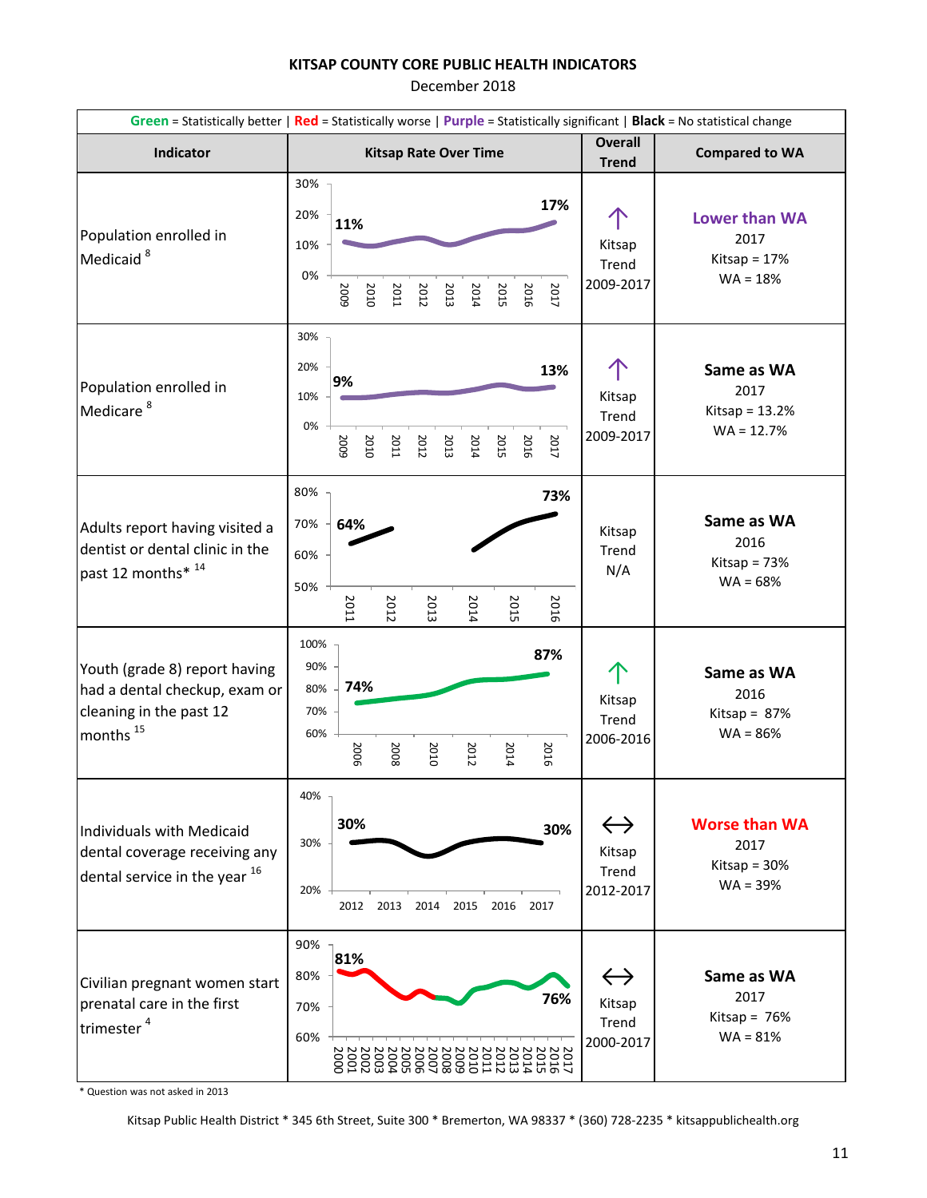**KITSAP COUNTY CORE PUBLIC HEALTH INDICATORS**

December 2018

**Green** = Statistically better | **Red** = Statistically worse | **Purple** = Statistically significant | **Black** = No statistical change

| Indicator | Kitsap Rate Over Time | Overall Trend | Compared to WA |
|---|---|---|---|
| Population enrolled in Medicaid [8] | 11% (2009) → 17% (2017) | ↑ Kitsap Trend 2009-2017 | **Lower than WA** 2017 Kitsap = 17% WA = 18% |
| Population enrolled in Medicare [8] | 9% (2009) → 13% (2017) | ↑ Kitsap Trend 2009-2017 | **Same as WA** 2017 Kitsap = 13.2% WA = 12.7% |
| Adults report having visited a dentist or dental clinic in the past 12 months* [14] | 64% (2011) → 73% (2016) | Kitsap Trend N/A | **Same as WA** 2016 Kitsap = 73% WA = 68% |
| Youth (grade 8) report having had a dental checkup, exam or cleaning in the past 12 months [15] | 74% (2006) → 87% (2016) | ↑ Kitsap Trend 2006-2016 | **Same as WA** 2016 Kitsap = 87% WA = 86% |
| Individuals with Medicaid dental coverage receiving any dental service in the year [16] | 30% (2012) → 30% (2017) | ↔ Kitsap Trend 2012-2017 | **Worse than WA** 2017 Kitsap = 30% WA = 39% |
| Civilian pregnant women start prenatal care in the first trimester [4] | 81% (2000) → 76% (2017) | ↔ Kitsap Trend 2000-2017 | **Same as WA** 2017 Kitsap = 76% WA = 81% |

\* Question was not asked in 2013

Kitsap Public Health District * 345 6th Street, Suite 300 * Bremerton, WA 98337 * (360) 728-2235 * kitsappublichealth.org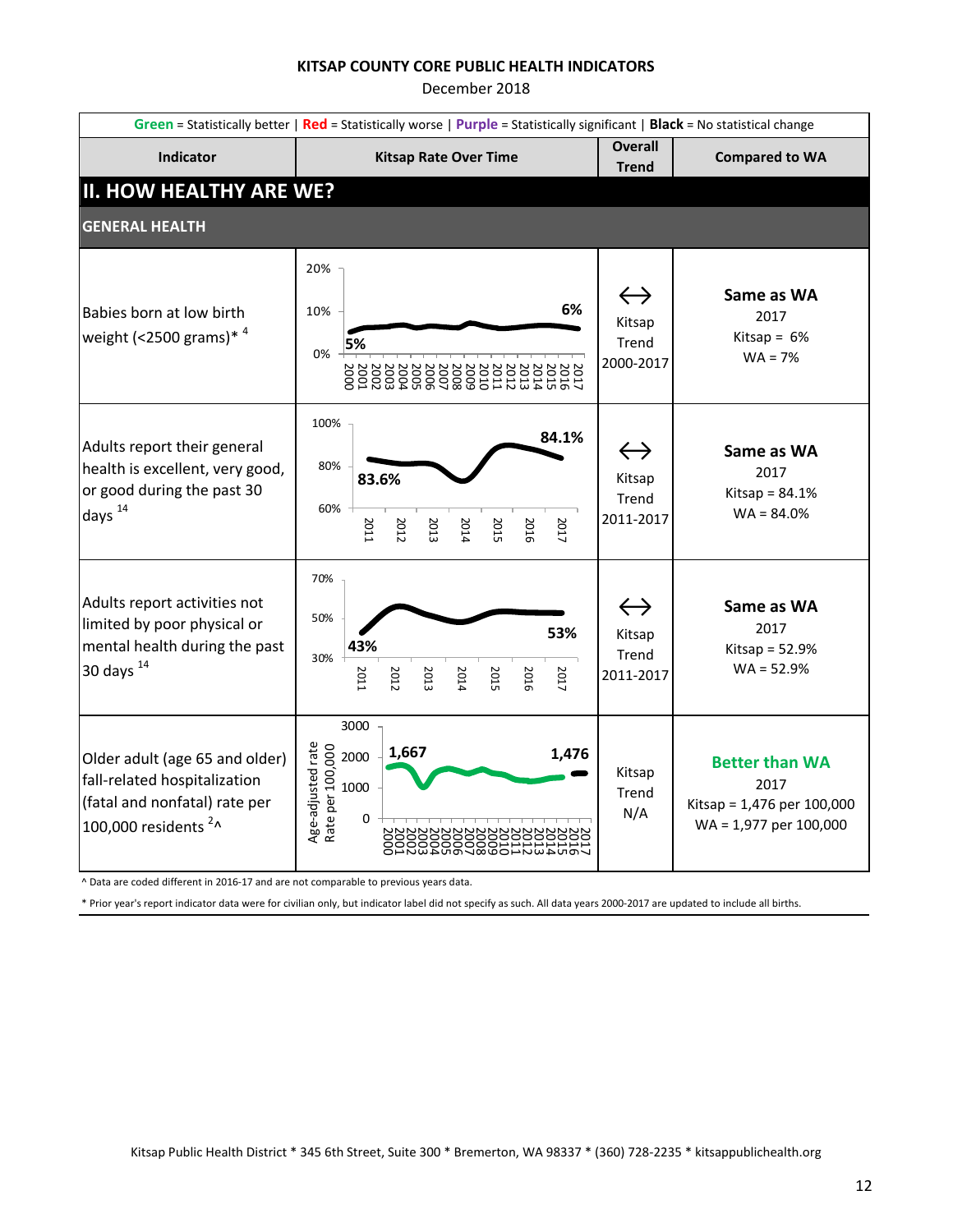**KITSAP COUNTY CORE PUBLIC HEALTH INDICATORS**

December 2018

**Green** = Statistically better | **Red** = Statistically worse | **Purple** = Statistically significant | **Black** = No statistical change

| Indicator | Kitsap Rate Over Time | Overall Trend | Compared to WA |
|---|---|---|---|
| **II. HOW HEALTHY ARE WE?** | | | |
| **GENERAL HEALTH** | | | |
| Babies born at low birth weight (<2500 grams)* [4] | 5% (2000) → 6% (2017) | ↔ Kitsap Trend 2000-2017 | **Same as WA** 2017 Kitsap = 6% WA = 7% |
| Adults report their general health is excellent, very good, or good during the past 30 days [14] | 83.6% (2011) → 84.1% (2017) | ↔ Kitsap Trend 2011-2017 | **Same as WA** 2017 Kitsap = 84.1% WA = 84.0% |
| Adults report activities not limited by poor physical or mental health during the past 30 days [14] | 43% (2011) → 53% (2017) | ↔ Kitsap Trend 2011-2017 | **Same as WA** 2017 Kitsap = 52.9% WA = 52.9% |
| Older adult (age 65 and older) fall-related hospitalization (fatal and nonfatal) rate per 100,000 residents [2^] | Age-adjusted rate Rate per 100,000: 1,667 (2000) → 1,476 (2017) | Kitsap Trend N/A | **Better than WA** 2017 Kitsap = 1,476 per 100,000 WA = 1,977 per 100,000 |

^ Data are coded different in 2016-17 and are not comparable to previous years data.

* Prior year's report indicator data were for civilian only, but indicator label did not specify as such. All data years 2000-2017 are updated to include all births.

Kitsap Public Health District * 345 6th Street, Suite 300 * Bremerton, WA 98337 * (360) 728-2235 * kitsappublichealth.org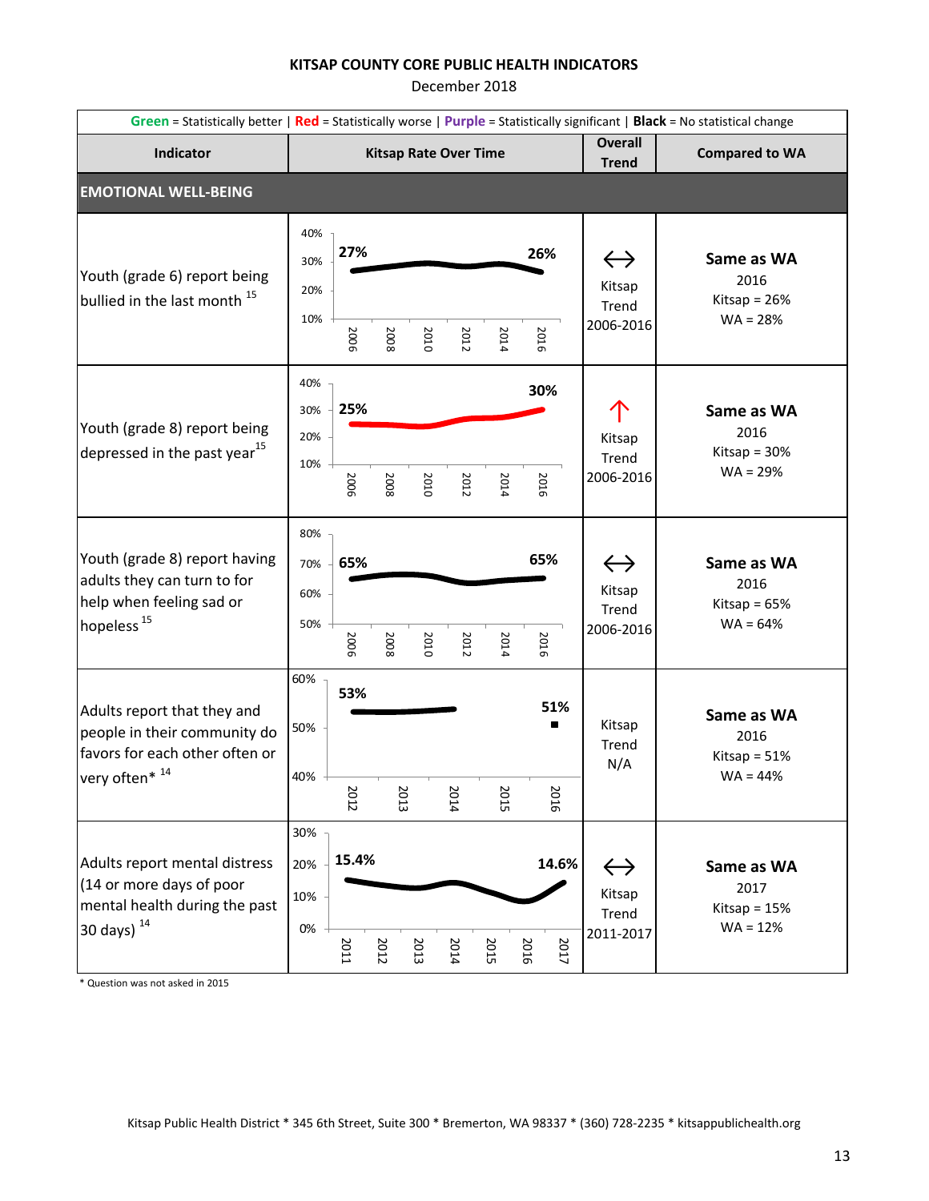# KITSAP COUNTY CORE PUBLIC HEALTH INDICATORS

December 2018

**Green** = Statistically better | **Red** = Statistically worse | **Purple** = Statistically significant | **Black** = No statistical change

| Indicator | Kitsap Rate Over Time | Overall Trend | Compared to WA |
|---|---|---|---|
| **EMOTIONAL WELL-BEING** | | | |
| Youth (grade 6) report being bullied in the last month [15] | 2006: 27% … 2016: 26% | ↔ Kitsap Trend 2006-2016 | **Same as WA** 2016 Kitsap = 26% WA = 28% |
| Youth (grade 8) report being depressed in the past year[15] | 2006: 25% … 2016: 30% | ↑ Kitsap Trend 2006-2016 | **Same as WA** 2016 Kitsap = 30% WA = 29% |
| Youth (grade 8) report having adults they can turn to for help when feeling sad or hopeless [15] | 2006: 65% … 2016: 65% | ↔ Kitsap Trend 2006-2016 | **Same as WA** 2016 Kitsap = 65% WA = 64% |
| Adults report that they and people in their community do favors for each other often or very often* [14] | 2012: 53% … 2016: 51% | Kitsap Trend N/A | **Same as WA** 2016 Kitsap = 51% WA = 44% |
| Adults report mental distress (14 or more days of poor mental health during the past 30 days) [14] | 2011: 15.4% … 2017: 14.6% | ↔ Kitsap Trend 2011-2017 | **Same as WA** 2017 Kitsap = 15% WA = 12% |

\* Question was not asked in 2015

Kitsap Public Health District * 345 6th Street, Suite 300 * Bremerton, WA 98337 * (360) 728-2235 * kitsappublichealth.org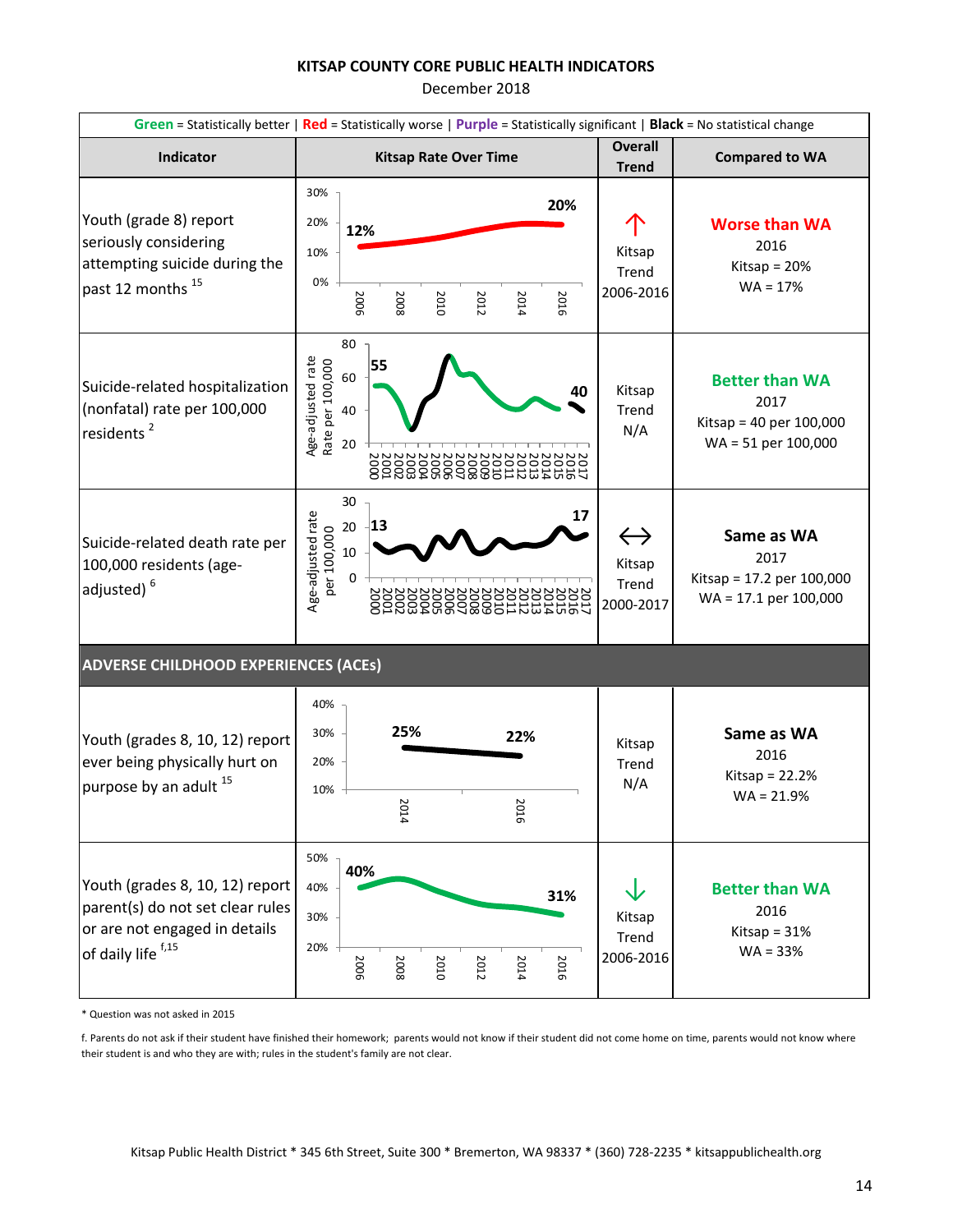**KITSAP COUNTY CORE PUBLIC HEALTH INDICATORS**

December 2018

**Green** = Statistically better | **Red** = Statistically worse | **Purple** = Statistically significant | **Black** = No statistical change

| Indicator | Kitsap Rate Over Time | Overall Trend | Compared to WA |
|---|---|---|---|
| Youth (grade 8) report seriously considering attempting suicide during the past 12 months [15] | 2006: 12%; 2016: 20% | ↑ Kitsap Trend 2006-2016 | **Worse than WA** 2016 Kitsap = 20% WA = 17% |
| Suicide-related hospitalization (nonfatal) rate per 100,000 residents [2] | Age-adjusted rate Rate per 100,000; 2000: 55; 2017: 40 | Kitsap Trend N/A | **Better than WA** 2017 Kitsap = 40 per 100,000 WA = 51 per 100,000 |
| Suicide-related death rate per 100,000 residents (age-adjusted) [6] | Age-adjusted rate per 100,000; 2000: 13; 2017: 17 | ↔ Kitsap Trend 2000-2017 | **Same as WA** 2017 Kitsap = 17.2 per 100,000 WA = 17.1 per 100,000 |
| **ADVERSE CHILDHOOD EXPERIENCES (ACEs)** | | | |
| Youth (grades 8, 10, 12) report ever being physically hurt on purpose by an adult [15] | 2014: 25%; 2016: 22% | Kitsap Trend N/A | **Same as WA** 2016 Kitsap = 22.2% WA = 21.9% |
| Youth (grades 8, 10, 12) report parent(s) do not set clear rules or are not engaged in details of daily life [f,15] | 2006: 40%; 2016: 31% | ↓ Kitsap Trend 2006-2016 | **Better than WA** 2016 Kitsap = 31% WA = 33% |

\* Question was not asked in 2015

f. Parents do not ask if their student have finished their homework; parents would not know if their student did not come home on time, parents would not know where their student is and who they are with; rules in the student's family are not clear.

Kitsap Public Health District * 345 6th Street, Suite 300 * Bremerton, WA 98337 * (360) 728-2235 * kitsappublichealth.org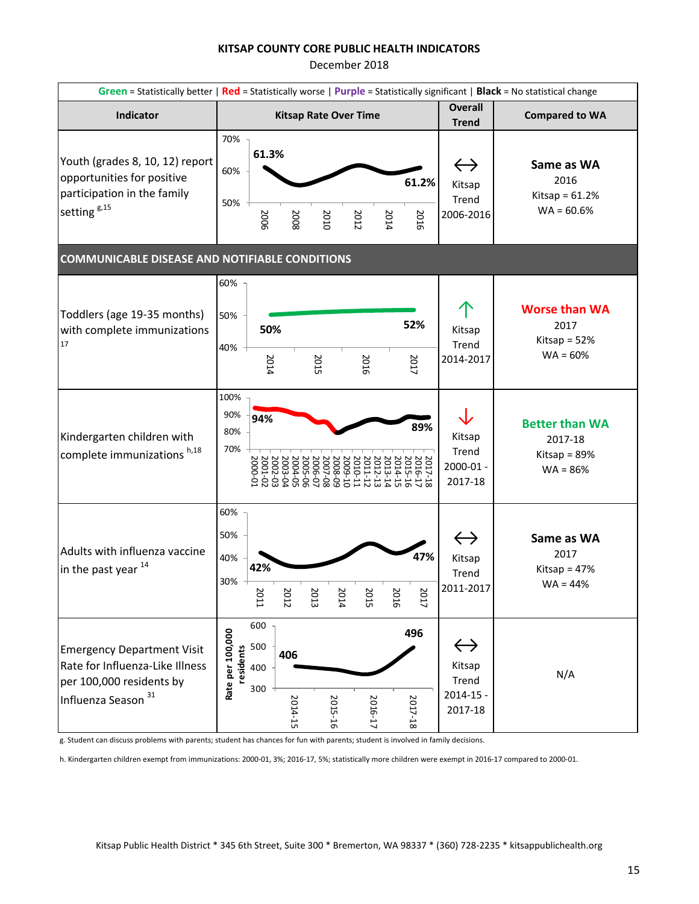# KITSAP COUNTY CORE PUBLIC HEALTH INDICATORS

December 2018

**Green** = Statistically better | **Red** = Statistically worse | **Purple** = Statistically significant | **Black** = No statistical change

| Indicator | Kitsap Rate Over Time | Overall Trend | Compared to WA |
|---|---|---|---|
| Youth (grades 8, 10, 12) report opportunities for positive participation in the family setting [g,15] | 2006: 61.3% … 2016: 61.2% | ↔ Kitsap Trend 2006-2016 | **Same as WA** 2016 Kitsap = 61.2% WA = 60.6% |
| **COMMUNICABLE DISEASE AND NOTIFIABLE CONDITIONS** | | | |
| Toddlers (age 19-35 months) with complete immunizations [17] | 2014: 50% … 2017: 52% | ↑ Kitsap Trend 2014-2017 | **Worse than WA** 2017 Kitsap = 52% WA = 60% |
| Kindergarten children with complete immunizations [h,18] | 2000-01: 94% … 2017-18: 89% | ↓ Kitsap Trend 2000-01 - 2017-18 | **Better than WA** 2017-18 Kitsap = 89% WA = 86% |
| Adults with influenza vaccine in the past year [14] | 2011: 42% … 2017: 47% | ↔ Kitsap Trend 2011-2017 | **Same as WA** 2017 Kitsap = 47% WA = 44% |
| Emergency Department Visit Rate for Influenza-Like Illness per 100,000 residents by Influenza Season [31] | Rate per 100,000 residents: 2014-15: 406 … 2017-18: 496 | ↔ Kitsap Trend 2014-15 - 2017-18 | N/A |

g. Student can discuss problems with parents; student has chances for fun with parents; student is involved in family decisions.

h. Kindergarten children exempt from immunizations: 2000-01, 3%; 2016-17, 5%; statistically more children were exempt in 2016-17 compared to 2000-01.

Kitsap Public Health District * 345 6th Street, Suite 300 * Bremerton, WA 98337 * (360) 728-2235 * kitsappublichealth.org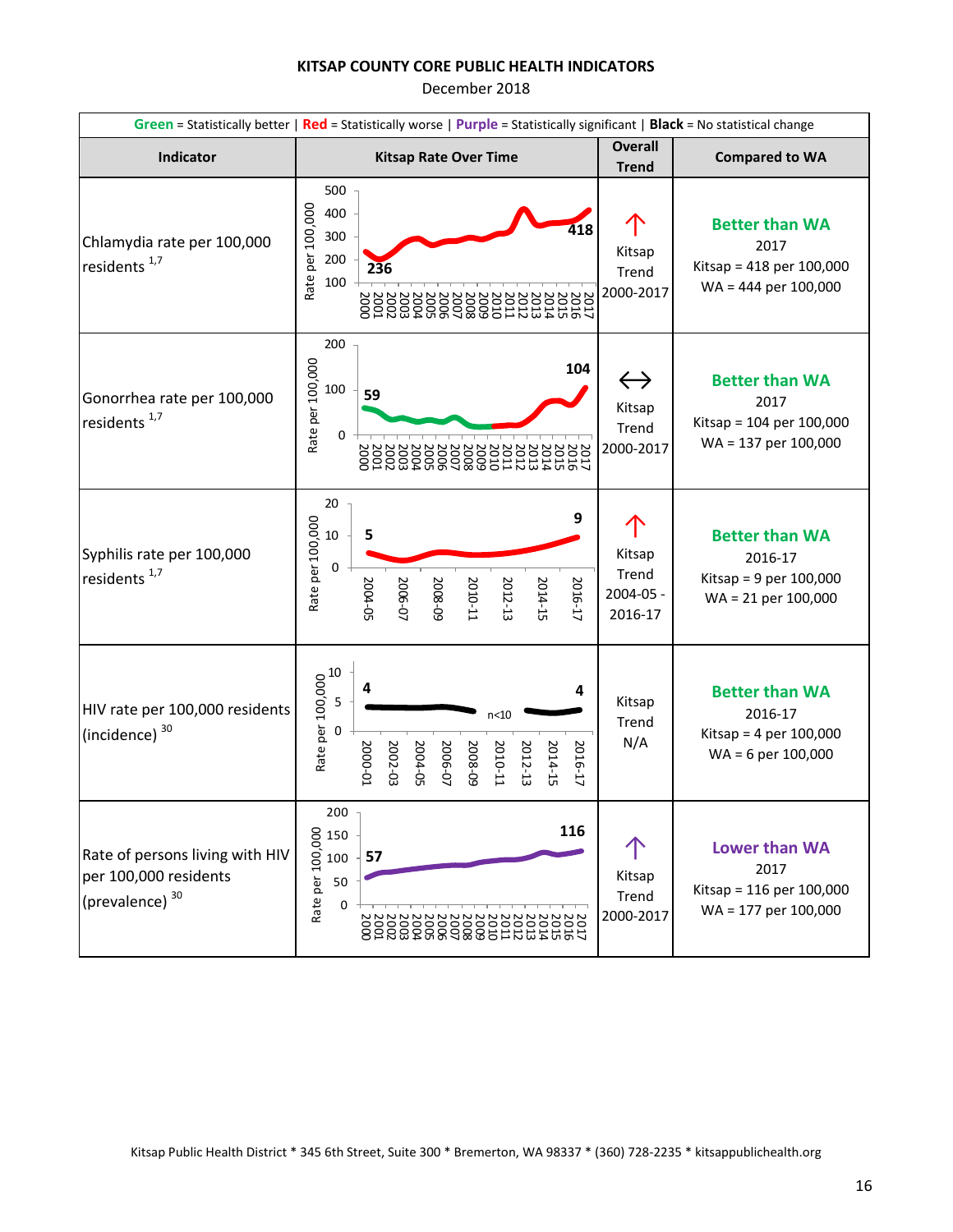**KITSAP COUNTY CORE PUBLIC HEALTH INDICATORS**

December 2018

**Green** = Statistically better | **Red** = Statistically worse | **Purple** = Statistically significant | **Black** = No statistical change

| Indicator | Kitsap Rate Over Time | Overall Trend | Compared to WA |
|---|---|---|---|
| Chlamydia rate per 100,000 residents [1,7] | 2000: 236; 2017: 418 | ↑ Kitsap Trend 2000-2017 | **Better than WA** 2017 Kitsap = 418 per 100,000 WA = 444 per 100,000 |
| Gonorrhea rate per 100,000 residents [1,7] | 2000: 59; 2017: 104 | ↔ Kitsap Trend 2000-2017 | **Better than WA** 2017 Kitsap = 104 per 100,000 WA = 137 per 100,000 |
| Syphilis rate per 100,000 residents [1,7] | 2004-05: 5; 2016-17: 9 | ↑ Kitsap Trend 2004-05 - 2016-17 | **Better than WA** 2016-17 Kitsap = 9 per 100,000 WA = 21 per 100,000 |
| HIV rate per 100,000 residents (incidence) [30] | 2000-01: 4; n<10; 2016-17: 4 | Kitsap Trend N/A | **Better than WA** 2016-17 Kitsap = 4 per 100,000 WA = 6 per 100,000 |
| Rate of persons living with HIV per 100,000 residents (prevalence) [30] | 2000: 57; 2017: 116 | ↑ Kitsap Trend 2000-2017 | **Lower than WA** 2017 Kitsap = 116 per 100,000 WA = 177 per 100,000 |

Kitsap Public Health District * 345 6th Street, Suite 300 * Bremerton, WA 98337 * (360) 728-2235 * kitsappublichealth.org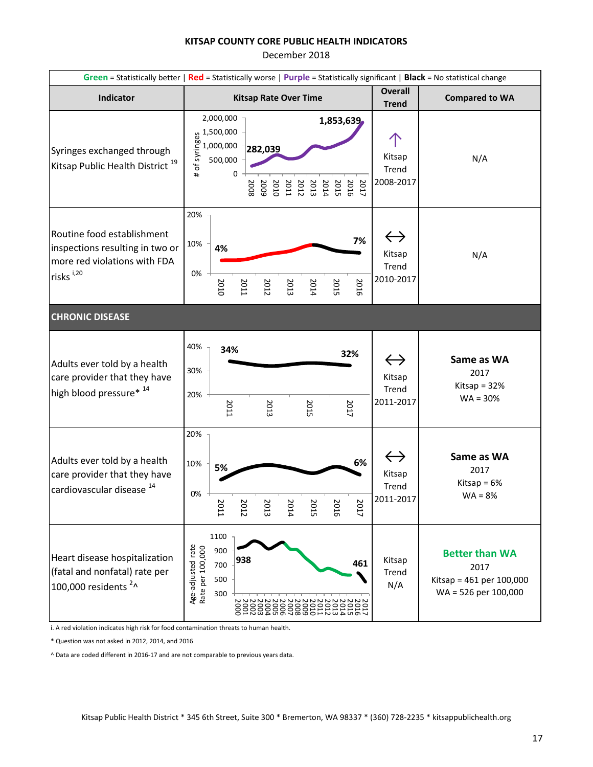## KITSAP COUNTY CORE PUBLIC HEALTH INDICATORS

December 2018

**Green** = Statistically better | **Red** = Statistically worse | **Purple** = Statistically significant | **Black** = No statistical change

| Indicator | Kitsap Rate Over Time | Overall Trend | Compared to WA |
|---|---|---|---|
| Syringes exchanged through Kitsap Public Health District [19] | # of syringes, 2008–2017: 282,039 (2008) to 1,853,639 (2017) | ↑ Kitsap Trend 2008-2017 | N/A |
| Routine food establishment inspections resulting in two or more red violations with FDA risks [i,20] | 2010–2016: 4% (2010) to 7% (2016) | ↔ Kitsap Trend 2010-2017 | N/A |
| **CHRONIC DISEASE** | | | |
| Adults ever told by a health care provider that they have high blood pressure* [14] | 2011–2017: 34% (2011) to 32% (2017) | ↔ Kitsap Trend 2011-2017 | **Same as WA** 2017 Kitsap = 32% WA = 30% |
| Adults ever told by a health care provider that they have cardiovascular disease [14] | 2011–2017: 5% (2011) to 6% (2017) | ↔ Kitsap Trend 2011-2017 | **Same as WA** 2017 Kitsap = 6% WA = 8% |
| Heart disease hospitalization (fatal and nonfatal) rate per 100,000 residents [2^] | Age-adjusted rate, Rate per 100,000, 2000–2017: 938 (2000) to 461 (2017) | Kitsap Trend N/A | **Better than WA** 2017 Kitsap = 461 per 100,000 WA = 526 per 100,000 |

i. A red violation indicates high risk for food contamination threats to human health.

\* Question was not asked in 2012, 2014, and 2016

^ Data are coded different in 2016-17 and are not comparable to previous years data.

Kitsap Public Health District * 345 6th Street, Suite 300 * Bremerton, WA 98337 * (360) 728-2235 * kitsappublichealth.org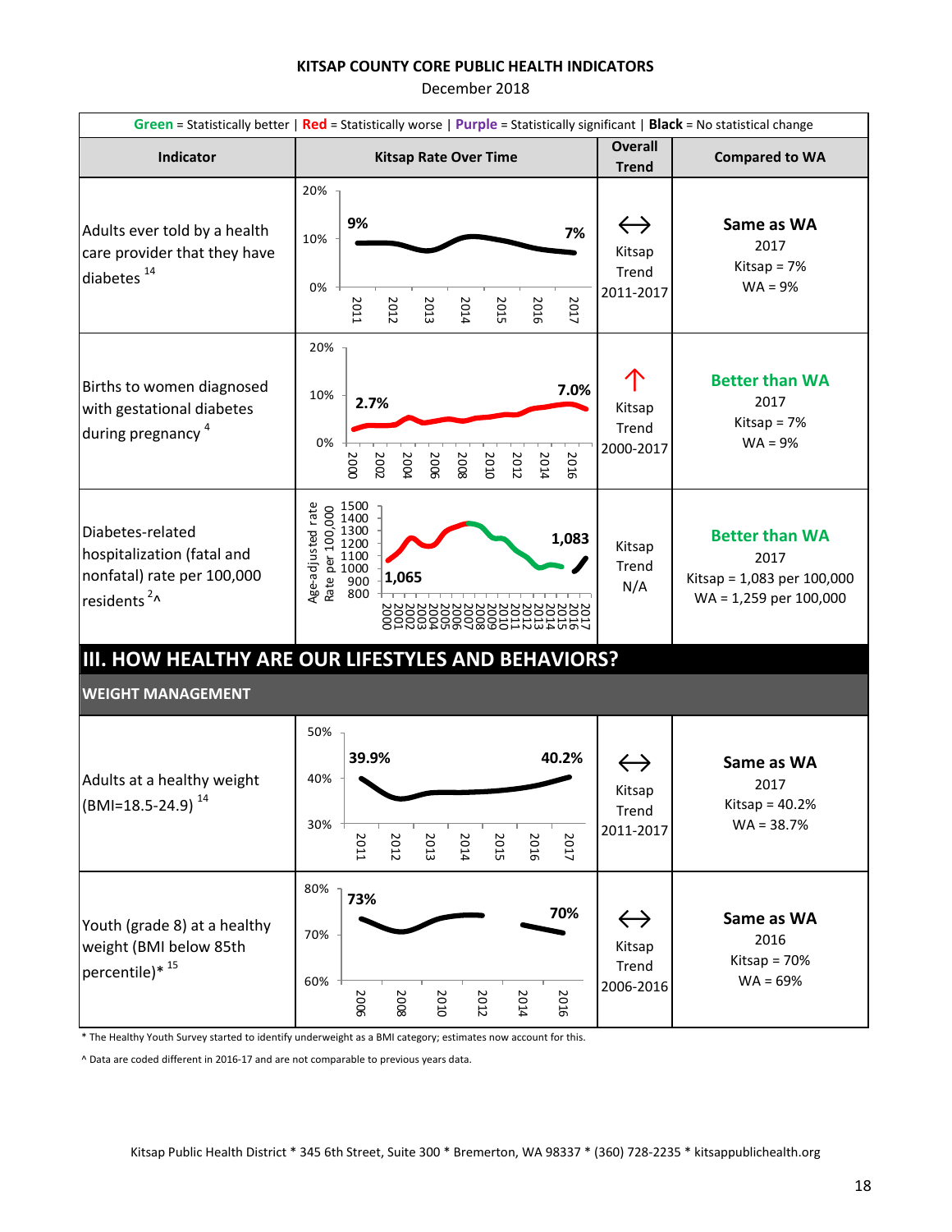**KITSAP COUNTY CORE PUBLIC HEALTH INDICATORS**

December 2018

**Green** = Statistically better | **Red** = Statistically worse | **Purple** = Statistically significant | **Black** = No statistical change

| Indicator | Kitsap Rate Over Time | Overall Trend | Compared to WA |
|---|---|---|---|
| Adults ever told by a health care provider that they have diabetes [14] | 2011: 9% … 2017: 7% | ↔ Kitsap Trend 2011-2017 | **Same as WA** 2017 Kitsap = 7% WA = 9% |
| Births to women diagnosed with gestational diabetes during pregnancy [4] | 2000: 2.7% … 2017: 7.0% | ↑ Kitsap Trend 2000-2017 | **Better than WA** 2017 Kitsap = 7% WA = 9% |
| Diabetes-related hospitalization (fatal and nonfatal) rate per 100,000 residents [2]^ | Age-adjusted rate per 100,000: 2000: 1,065 … 2017: 1,083 | Kitsap Trend N/A | **Better than WA** 2017 Kitsap = 1,083 per 100,000 WA = 1,259 per 100,000 |

## III. HOW HEALTHY ARE OUR LIFESTYLES AND BEHAVIORS?

### WEIGHT MANAGEMENT

| Indicator | Kitsap Rate Over Time | Overall Trend | Compared to WA |
|---|---|---|---|
| Adults at a healthy weight (BMI=18.5-24.9) [14] | 2011: 39.9% … 2017: 40.2% | ↔ Kitsap Trend 2011-2017 | **Same as WA** 2017 Kitsap = 40.2% WA = 38.7% |
| Youth (grade 8) at a healthy weight (BMI below 85th percentile)* [15] | 2006: 73% … 2016: 70% | ↔ Kitsap Trend 2006-2016 | **Same as WA** 2016 Kitsap = 70% WA = 69% |

* The Healthy Youth Survey started to identify underweight as a BMI category; estimates now account for this.

^ Data are coded different in 2016-17 and are not comparable to previous years data.

Kitsap Public Health District * 345 6th Street, Suite 300 * Bremerton, WA 98337 * (360) 728-2235 * kitsappublichealth.org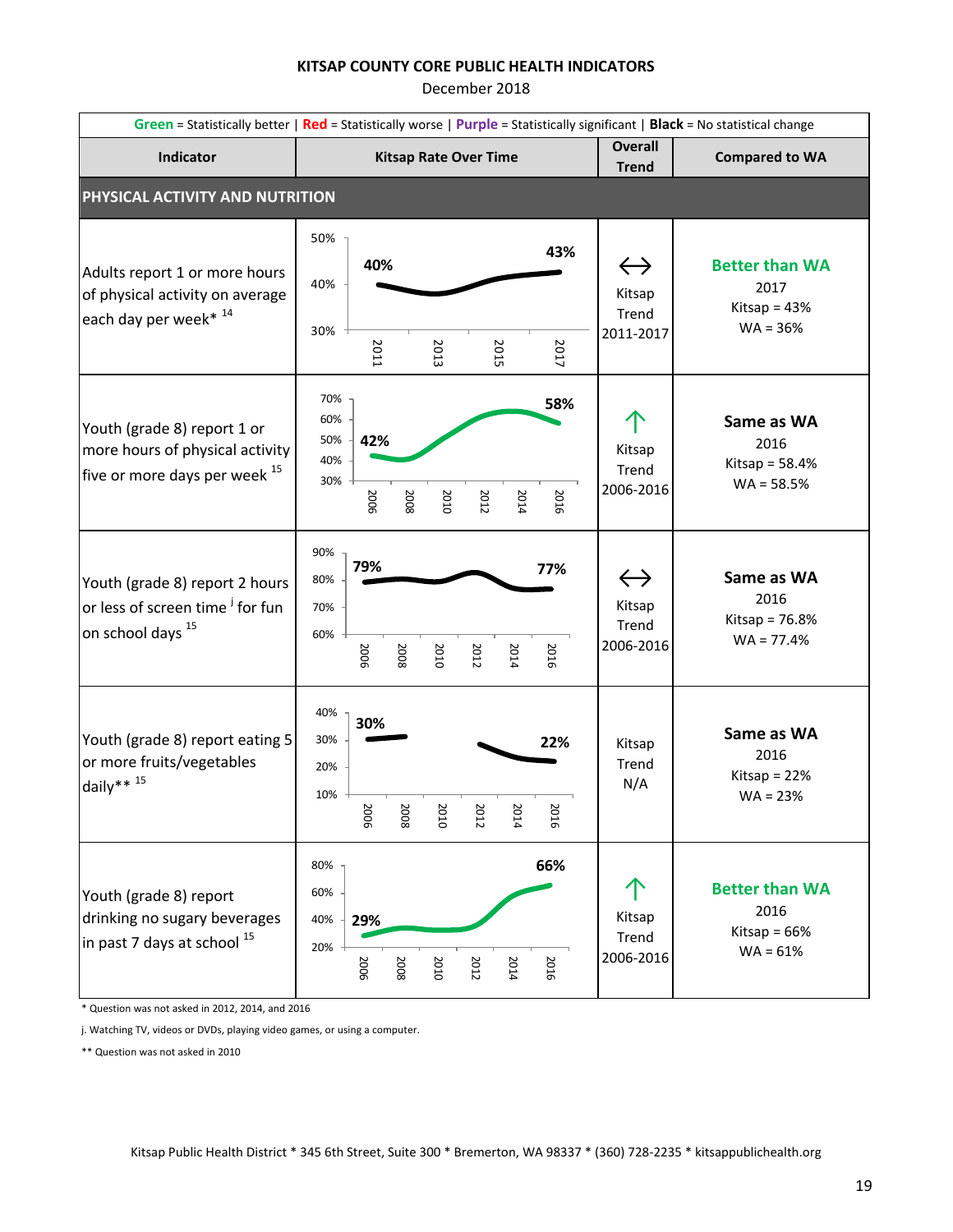# KITSAP COUNTY CORE PUBLIC HEALTH INDICATORS

December 2018

**Green** = Statistically better | **Red** = Statistically worse | **Purple** = Statistically significant | **Black** = No statistical change

| Indicator | Kitsap Rate Over Time | Overall Trend | Compared to WA |
|---|---|---|---|
| **PHYSICAL ACTIVITY AND NUTRITION** | | | |
| Adults report 1 or more hours of physical activity on average each day per week* [14] | 2011: 40%; 2017: 43% | ↔ Kitsap Trend 2011-2017 | **Better than WA** 2017 Kitsap = 43% WA = 36% |
| Youth (grade 8) report 1 or more hours of physical activity five or more days per week [15] | 2006: 42%; 2016: 58% | ↑ Kitsap Trend 2006-2016 | **Same as WA** 2016 Kitsap = 58.4% WA = 58.5% |
| Youth (grade 8) report 2 hours or less of screen time [j] for fun on school days [15] | 2006: 79%; 2016: 77% | ↔ Kitsap Trend 2006-2016 | **Same as WA** 2016 Kitsap = 76.8% WA = 77.4% |
| Youth (grade 8) report eating 5 or more fruits/vegetables daily** [15] | 2006: 30%; 2016: 22% | Kitsap Trend N/A | **Same as WA** 2016 Kitsap = 22% WA = 23% |
| Youth (grade 8) report drinking no sugary beverages in past 7 days at school [15] | 2006: 29%; 2016: 66% | ↑ Kitsap Trend 2006-2016 | **Better than WA** 2016 Kitsap = 66% WA = 61% |

\* Question was not asked in 2012, 2014, and 2016

j. Watching TV, videos or DVDs, playing video games, or using a computer.

\*\* Question was not asked in 2010

Kitsap Public Health District * 345 6th Street, Suite 300 * Bremerton, WA 98337 * (360) 728-2235 * kitsappublichealth.org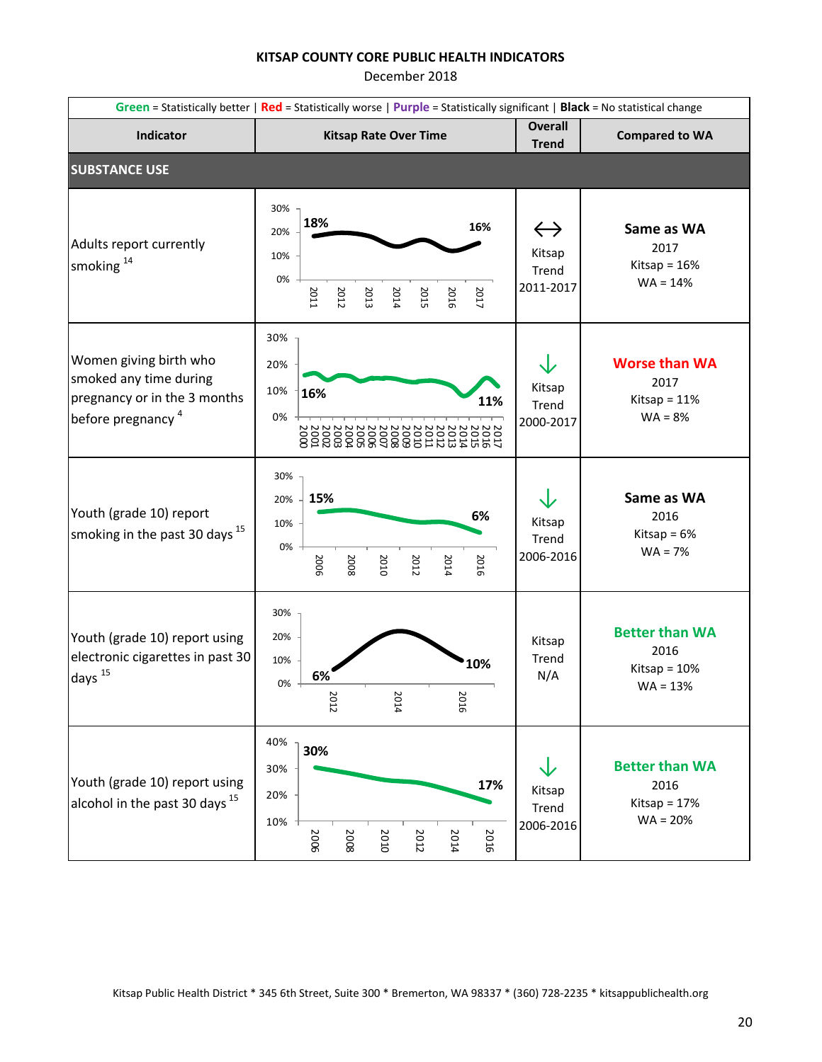## KITSAP COUNTY CORE PUBLIC HEALTH INDICATORS

December 2018

**Green** = Statistically better | **Red** = Statistically worse | **Purple** = Statistically significant | **Black** = No statistical change

| Indicator | Kitsap Rate Over Time | Overall Trend | Compared to WA |
|---|---|---|---|
| **SUBSTANCE USE** | | | |
| Adults report currently smoking [14] | 2011: 18% ... 2017: 16% | ↔ Kitsap Trend 2011-2017 | **Same as WA** 2017 Kitsap = 16% WA = 14% |
| Women giving birth who smoked any time during pregnancy or in the 3 months before pregnancy [4] | 2000: 16% ... 2017: 11% | ↓ Kitsap Trend 2000-2017 | **Worse than WA** 2017 Kitsap = 11% WA = 8% |
| Youth (grade 10) report smoking in the past 30 days [15] | 2006: 15% ... 2016: 6% | ↓ Kitsap Trend 2006-2016 | **Same as WA** 2016 Kitsap = 6% WA = 7% |
| Youth (grade 10) report using electronic cigarettes in past 30 days [15] | 2012: 6% ... 2016: 10% | Kitsap Trend N/A | **Better than WA** 2016 Kitsap = 10% WA = 13% |
| Youth (grade 10) report using alcohol in the past 30 days [15] | 2006: 30% ... 2016: 17% | ↓ Kitsap Trend 2006-2016 | **Better than WA** 2016 Kitsap = 17% WA = 20% |

Kitsap Public Health District * 345 6th Street, Suite 300 * Bremerton, WA 98337 * (360) 728-2235 * kitsappublichealth.org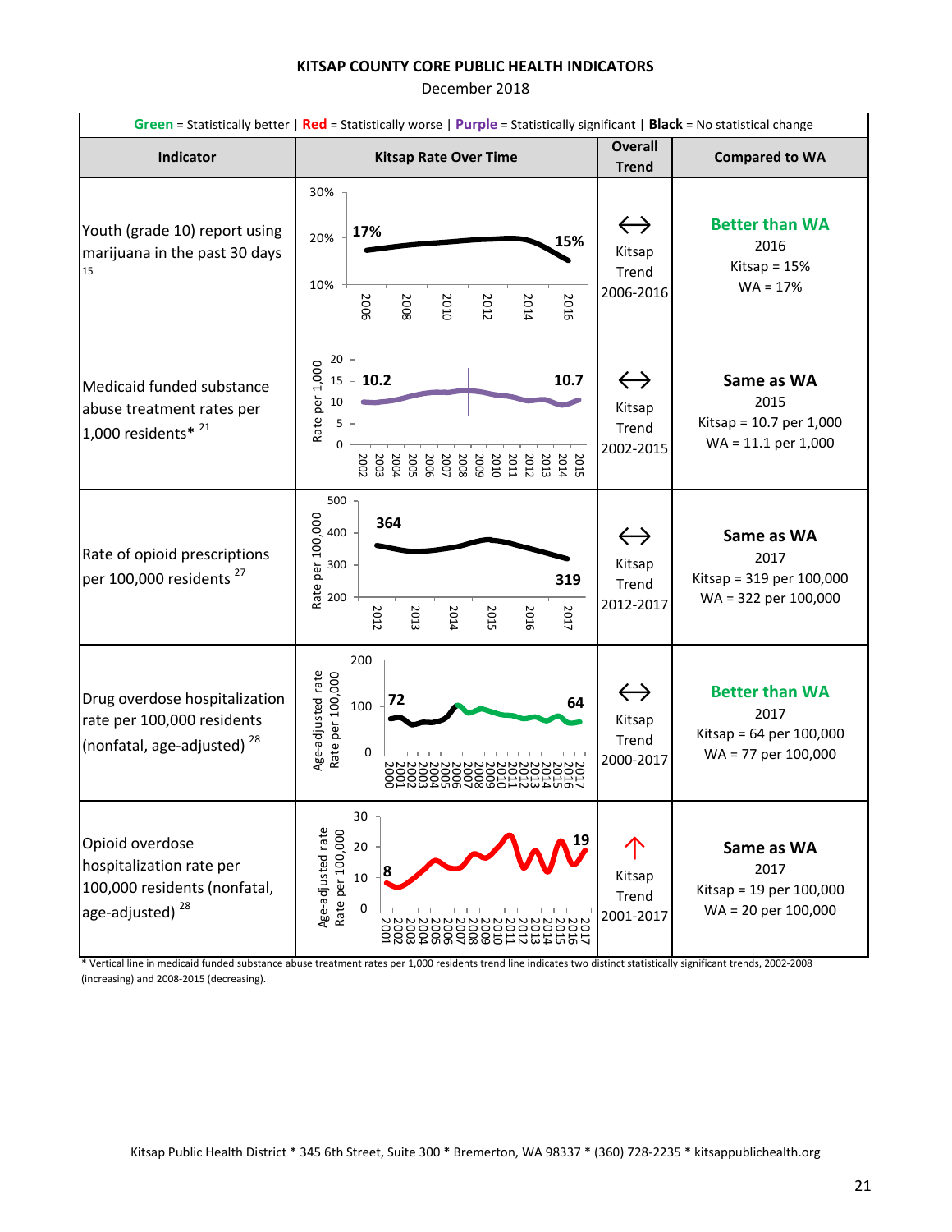**KITSAP COUNTY CORE PUBLIC HEALTH INDICATORS**

December 2018

**Green** = Statistically better | **Red** = Statistically worse | **Purple** = Statistically significant | **Black** = No statistical change

| Indicator | Kitsap Rate Over Time | Overall Trend | Compared to WA |
|---|---|---|---|
| Youth (grade 10) report using marijuana in the past 30 days [15] | 2006: 17% → 2016: 15% | ↔ Kitsap Trend 2006-2016 | **Better than WA** 2016 Kitsap = 15% WA = 17% |
| Medicaid funded substance abuse treatment rates per 1,000 residents* [21] | Rate per 1,000: 2002: 10.2 → 2015: 10.7 | ↔ Kitsap Trend 2002-2015 | **Same as WA** 2015 Kitsap = 10.7 per 1,000 WA = 11.1 per 1,000 |
| Rate of opioid prescriptions per 100,000 residents [27] | Rate per 100,000: 2012: 364 → 2017: 319 | ↔ Kitsap Trend 2012-2017 | **Same as WA** 2017 Kitsap = 319 per 100,000 WA = 322 per 100,000 |
| Drug overdose hospitalization rate per 100,000 residents (nonfatal, age-adjusted) [28] | Age-adjusted rate Rate per 100,000: 2000: 72 → 2017: 64 | ↔ Kitsap Trend 2000-2017 | **Better than WA** 2017 Kitsap = 64 per 100,000 WA = 77 per 100,000 |
| Opioid overdose hospitalization rate per 100,000 residents (nonfatal, age-adjusted) [28] | Age-adjusted rate Rate per 100,000: 2001: 8 → 2017: 19 | ↑ Kitsap Trend 2001-2017 | **Same as WA** 2017 Kitsap = 19 per 100,000 WA = 20 per 100,000 |

* Vertical line in medicaid funded substance abuse treatment rates per 1,000 residents trend line indicates two distinct statistically significant trends, 2002-2008 (increasing) and 2008-2015 (decreasing).

Kitsap Public Health District * 345 6th Street, Suite 300 * Bremerton, WA 98337 * (360) 728-2235 * kitsappublichealth.org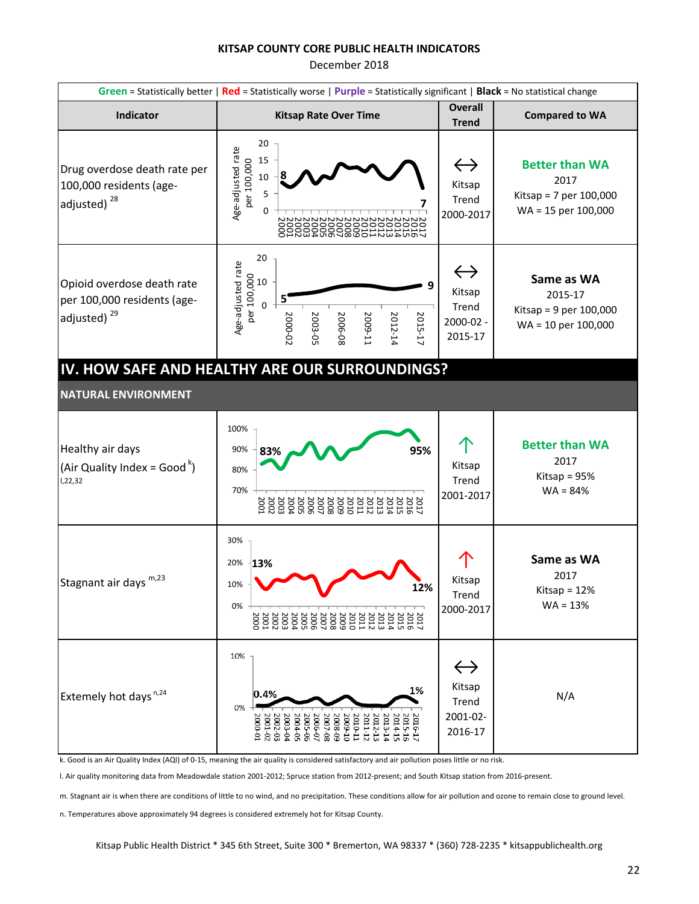## KITSAP COUNTY CORE PUBLIC HEALTH INDICATORS

December 2018

**Green** = Statistically better | **Red** = Statistically worse | **Purple** = Statistically significant | **Black** = No statistical change

| Indicator | Kitsap Rate Over Time | Overall Trend | Compared to WA |
|---|---|---|---|
| Drug overdose death rate per 100,000 residents (age-adjusted) [28] | Age-adjusted rate per 100,000; 2000: 8; 2017: 7 | ↔ Kitsap Trend 2000-2017 | **Better than WA** 2017 Kitsap = 7 per 100,000 WA = 15 per 100,000 |
| Opioid overdose death rate per 100,000 residents (age-adjusted) [29] | Age-adjusted rate per 100,000; 2000-02: 5; 2015-17: 9 | ↔ Kitsap Trend 2000-02 - 2015-17 | **Same as WA** 2015-17 Kitsap = 9 per 100,000 WA = 10 per 100,000 |

# IV. HOW SAFE AND HEALTHY ARE OUR SURROUNDINGS?

## NATURAL ENVIRONMENT

| Indicator | Kitsap Rate Over Time | Overall Trend | Compared to WA |
|---|---|---|---|
| Healthy air days (Air Quality Index = Good [k]) [l,22,32] | 2001: 83%; 2017: 95% | ↑ Kitsap Trend 2001-2017 | **Better than WA** 2017 Kitsap = 95% WA = 84% |
| Stagnant air days [m,23] | 2000: 13%; 2017: 12% | ↑ Kitsap Trend 2000-2017 | **Same as WA** 2017 Kitsap = 12% WA = 13% |
| Extemely hot days [n,24] | 2000-01: 0.4%; 2016-17: 1% | ↔ Kitsap Trend 2001-02-2016-17 | N/A |

k. Good is an Air Quality Index (AQI) of 0-15, meaning the air quality is considered satisfactory and air pollution poses little or no risk.

l. Air quality monitoring data from Meadowdale station 2001-2012; Spruce station from 2012-present; and South Kitsap station from 2016-present.

m. Stagnant air is when there are conditions of little to no wind, and no precipitation. These conditions allow for air pollution and ozone to remain close to ground level.

n. Temperatures above approximately 94 degrees is considered extremely hot for Kitsap County.

Kitsap Public Health District * 345 6th Street, Suite 300 * Bremerton, WA 98337 * (360) 728-2235 * kitsappublichealth.org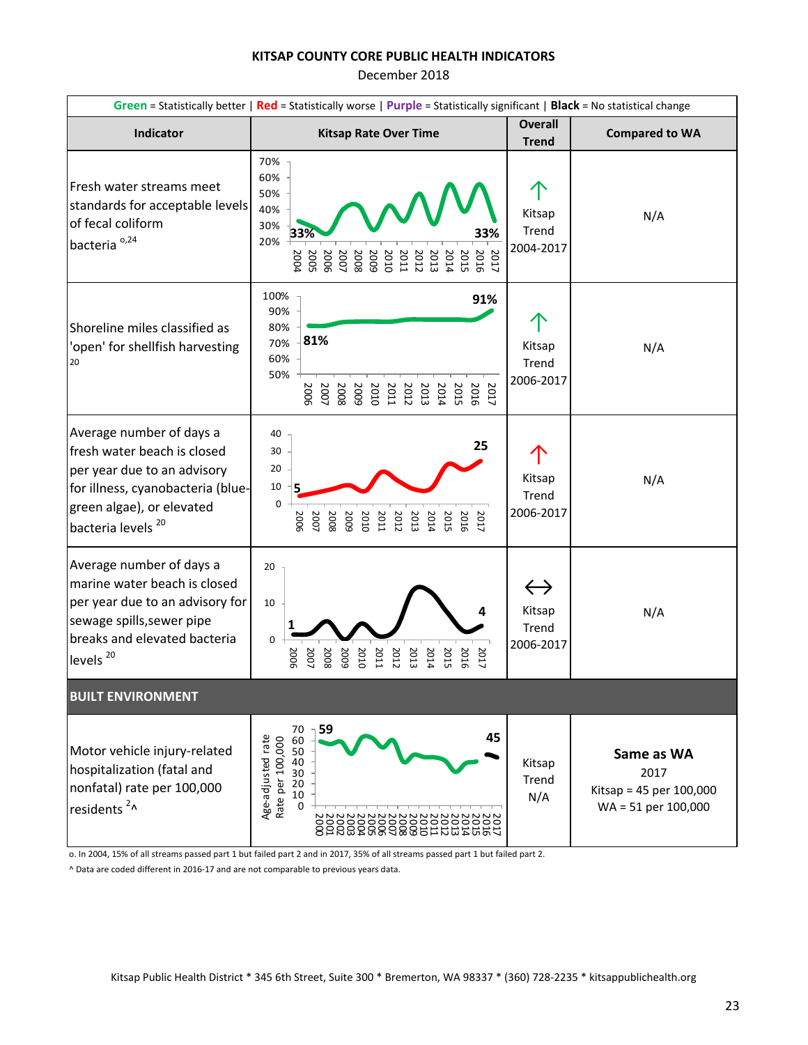**KITSAP COUNTY CORE PUBLIC HEALTH INDICATORS**

December 2018

**Green** = Statistically better | **Red** = Statistically worse | **Purple** = Statistically significant | **Black** = No statistical change

| Indicator | Kitsap Rate Over Time | Overall Trend | Compared to WA |
|---|---|---|---|
| Fresh water streams meet standards for acceptable levels of fecal coliform bacteria [o,24] | 2004: 33%; 2017: 33% (2004–2017) | ↑ Kitsap Trend 2004-2017 | N/A |
| Shoreline miles classified as 'open' for shellfish harvesting [20] | 2006: 81%; 2017: 91% (2006–2017) | ↑ Kitsap Trend 2006-2017 | N/A |
| Average number of days a fresh water beach is closed per year due to an advisory for illness, cyanobacteria (blue-green algae), or elevated bacteria levels [20] | 2006: 5; 2017: 25 (2006–2017) | ↑ Kitsap Trend 2006-2017 | N/A |
| Average number of days a marine water beach is closed per year due to an advisory for sewage spills,sewer pipe breaks and elevated bacteria levels [20] | 2006: 1; 2017: 4 (2006–2017) | ↔ Kitsap Trend 2006-2017 | N/A |
| **BUILT ENVIRONMENT** | | | |
| Motor vehicle injury-related hospitalization (fatal and nonfatal) rate per 100,000 residents [2^] | Age-adjusted rate, Rate per 100,000: 2000: 59; 2017: 45 (2000–2017) | Kitsap Trend N/A | **Same as WA** 2017 Kitsap = 45 per 100,000 WA = 51 per 100,000 |

o. In 2004, 15% of all streams passed part 1 but failed part 2 and in 2017, 35% of all streams passed part 1 but failed part 2.

^ Data are coded different in 2016-17 and are not comparable to previous years data.

Kitsap Public Health District * 345 6th Street, Suite 300 * Bremerton, WA 98337 * (360) 728-2235 * kitsappublichealth.org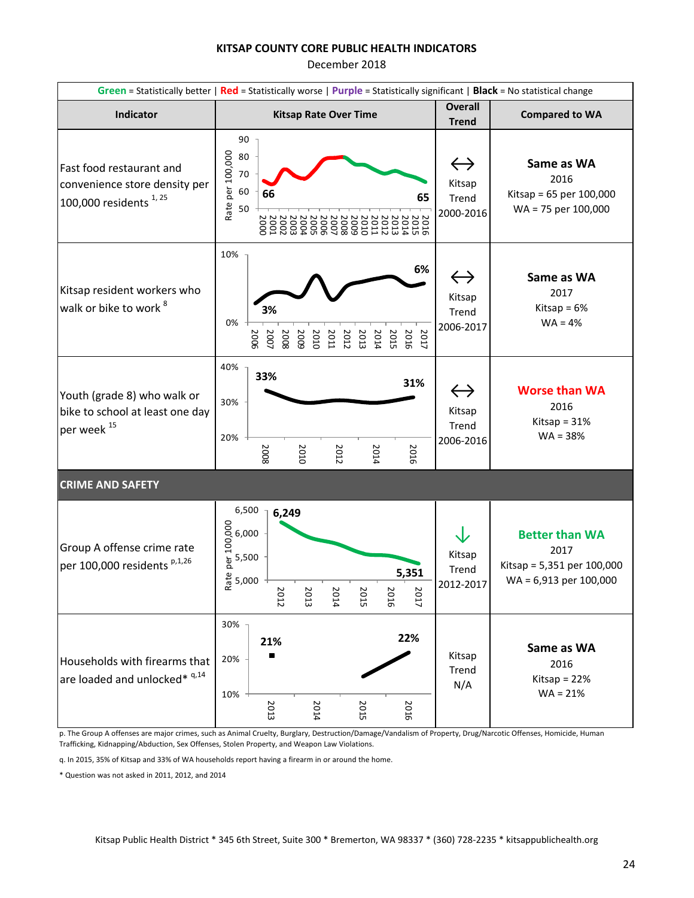**KITSAP COUNTY CORE PUBLIC HEALTH INDICATORS**

December 2018

**Green** = Statistically better | **Red** = Statistically worse | **Purple** = Statistically significant | **Black** = No statistical change

| Indicator | Kitsap Rate Over Time | Overall Trend | Compared to WA |
|---|---|---|---|
| Fast food restaurant and convenience store density per 100,000 residents [1, 25] | Rate per 100,000, 2000–2016: 66 (2000), 65 (2016) | ↔ Kitsap Trend 2000-2016 | **Same as WA** 2016 Kitsap = 65 per 100,000 WA = 75 per 100,000 |
| Kitsap resident workers who walk or bike to work [8] | 2006–2017: 3% (2006), 6% (2017) | ↔ Kitsap Trend 2006-2017 | **Same as WA** 2017 Kitsap = 6% WA = 4% |
| Youth (grade 8) who walk or bike to school at least one day per week [15] | 2008–2016: 33% (2008), 31% (2016) | ↔ Kitsap Trend 2006-2016 | **Worse than WA** 2016 Kitsap = 31% WA = 38% |
| **CRIME AND SAFETY** | | | |
| Group A offense crime rate per 100,000 residents [p,1,26] | Rate per 100,000, 2012–2017: 6,249 (2012), 5,351 (2017) | ↓ Kitsap Trend 2012-2017 | **Better than WA** 2017 Kitsap = 5,351 per 100,000 WA = 6,913 per 100,000 |
| Households with firearms that are loaded and unlocked* [q,14] | 2013–2016: 21% (2013), 22% (2016) | Kitsap Trend N/A | **Same as WA** 2016 Kitsap = 22% WA = 21% |

p. The Group A offenses are major crimes, such as Animal Cruelty, Burglary, Destruction/Damage/Vandalism of Property, Drug/Narcotic Offenses, Homicide, Human Trafficking, Kidnapping/Abduction, Sex Offenses, Stolen Property, and Weapon Law Violations.

q. In 2015, 35% of Kitsap and 33% of WA households report having a firearm in or around the home.

* Question was not asked in 2011, 2012, and 2014

Kitsap Public Health District * 345 6th Street, Suite 300 * Bremerton, WA 98337 * (360) 728-2235 * kitsappublichealth.org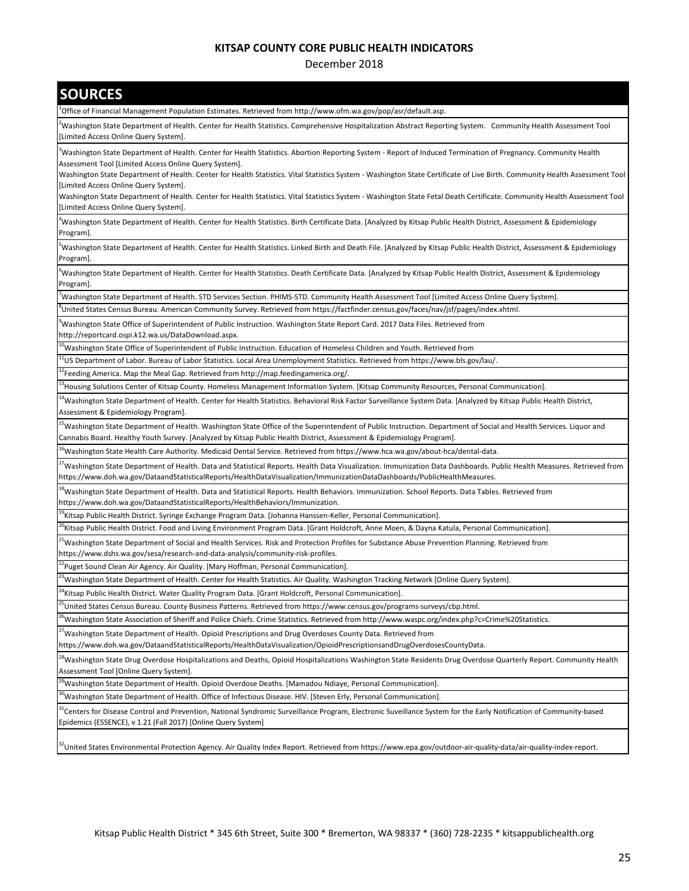## SOURCES

[1]Office of Financial Management Population Estimates. Retrieved from http://www.ofm.wa.gov/pop/asr/default.asp.

[2]Washington State Department of Health. Center for Health Statistics. Comprehensive Hospitalization Abstract Reporting System. Community Health Assessment Tool [Limited Access Online Query System].

[3]Washington State Department of Health. Center for Health Statistics. Abortion Reporting System - Report of Induced Termination of Pregnancy. Community Health Assessment Tool [Limited Access Online Query System].
Washington State Department of Health. Center for Health Statistics. Vital Statistics System - Washington State Certificate of Live Birth. Community Health Assessment Tool [Limited Access Online Query System].
Washington State Department of Health. Center for Health Statistics. Vital Statistics System - Washington State Fetal Death Certificate. Community Health Assessment Tool [Limited Access Online Query System].

[4]Washington State Department of Health. Center for Health Statistics. Birth Certificate Data. [Analyzed by Kitsap Public Health District, Assessment & Epidemiology Program].

[5]Washington State Department of Health. Center for Health Statistics. Linked Birth and Death File. [Analyzed by Kitsap Public Health District, Assessment & Epidemiology Program].

[6]Washington State Department of Health. Center for Health Statistics. Death Certificate Data. [Analyzed by Kitsap Public Health District, Assessment & Epidemiology Program].

[7]Washington State Department of Health. STD Services Section. PHIMS-STD. Community Health Assessment Tool [Limited Access Online Query System].

[8]United States Census Bureau. American Community Survey. Retrieved from https://factfinder.census.gov/faces/nav/jsf/pages/index.xhtml.

[9]Washington State Office of Superintendent of Public Instruction. Washington State Report Card. 2017 Data Files. Retrieved from http://reportcard.ospi.k12.wa.us/DataDownload.aspx.

[10]Washington State Office of Superintendent of Public Instruction. Education of Homeless Children and Youth. Retrieved from

[11]US Department of Labor. Bureau of Labor Statistics. Local Area Unemployment Statistics. Retrieved from https://www.bls.gov/lau/.

[12]Feeding America. Map the Meal Gap. Retrieved from http://map.feedingamerica.org/.

[13]Housing Solutions Center of Kitsap County. Homeless Management Information System. [Kitsap Community Resources, Personal Communication].

[14]Washington State Department of Health. Center for Health Statistics. Behavioral Risk Factor Surveillance System Data. [Analyzed by Kitsap Public Health District, Assessment & Epidemiology Program].

[15]Washington State Department of Health. Washington State Office of the Superintendent of Public Instruction. Department of Social and Health Services. Liquor and Cannabis Board. Healthy Youth Survey. [Analyzed by Kitsap Public Health District, Assessment & Epidemiology Program].

[16]Washington State Health Care Authority. Medicaid Dental Service. Retrieved from https://www.hca.wa.gov/about-hca/dental-data.

[17]Washington State Department of Health. Data and Statistical Reports. Health Data Visualization. Immunization Data Dashboards. Public Health Measures. Retrieved from https://www.doh.wa.gov/DataandStatisticalReports/HealthDataVisualization/ImmunizationDataDashboards/PublicHealthMeasures.

[18]Washington State Department of Health. Data and Statistical Reports. Health Behaviors. Immunization. School Reports. Data Tables. Retrieved from https://www.doh.wa.gov/DataandStatisticalReports/HealthBehaviors/Immunization.

[19]Kitsap Public Health District. Syringe Exchange Program Data. [Johanna Hanssen-Keller, Personal Communication].

[20]Kitsap Public Health District. Food and Living Environment Program Data. [Grant Holdcroft, Anne Moen, & Dayna Katula, Personal Communication].

[21]Washington State Department of Social and Health Services. Risk and Protection Profiles for Substance Abuse Prevention Planning. Retrieved from https://www.dshs.wa.gov/sesa/research-and-data-analysis/community-risk-profiles.

[22]Puget Sound Clean Air Agency. Air Quality. [Mary Hoffman, Personal Communication].

[23]Washington State Department of Health. Center for Health Statistics. Air Quality. Washington Tracking Network [Online Query System].

[24]Kitsap Public Health District. Water Quality Program Data. [Grant Holdcroft, Personal Communication].

[25]United States Census Bureau. County Business Patterns. Retrieved from https://www.census.gov/programs-surveys/cbp.html.

[26]Washington State Association of Sheriff and Police Chiefs. Crime Statistics. Retrieved from http://www.waspc.org/index.php?c=Crime%20Statistics.

[27]Washington State Department of Health. Opioid Prescriptions and Drug Overdoses County Data. Retrieved from https://www.doh.wa.gov/DataandStatisticalReports/HealthDataVisualization/OpioidPrescriptionsandDrugOverdosesCountyData.

[28]Washington State Drug Overdose Hospitalizations and Deaths, Opioid Hospitalizations Washington State Residents Drug Overdose Quarterly Report. Community Health Assessment Tool [Online Query System].

[29]Washington State Department of Health. Opioid Overdose Deaths. [Mamadou Ndiaye, Personal Communication].

[30]Washington State Department of Health. Office of Infectious Disease. HIV. [Steven Erly, Personal Communication].

[31]Centers for Disease Control and Prevention, National Syndromic Surveillance Program, Electronic Suveillance System for the Early Notification of Community-based Epidemics (ESSENCE), v 1.21 (Fall 2017) [Online Query System]

[32]United States Environmental Protection Agency. Air Quality Index Report. Retrieved from https://www.epa.gov/outdoor-air-quality-data/air-quality-index-report.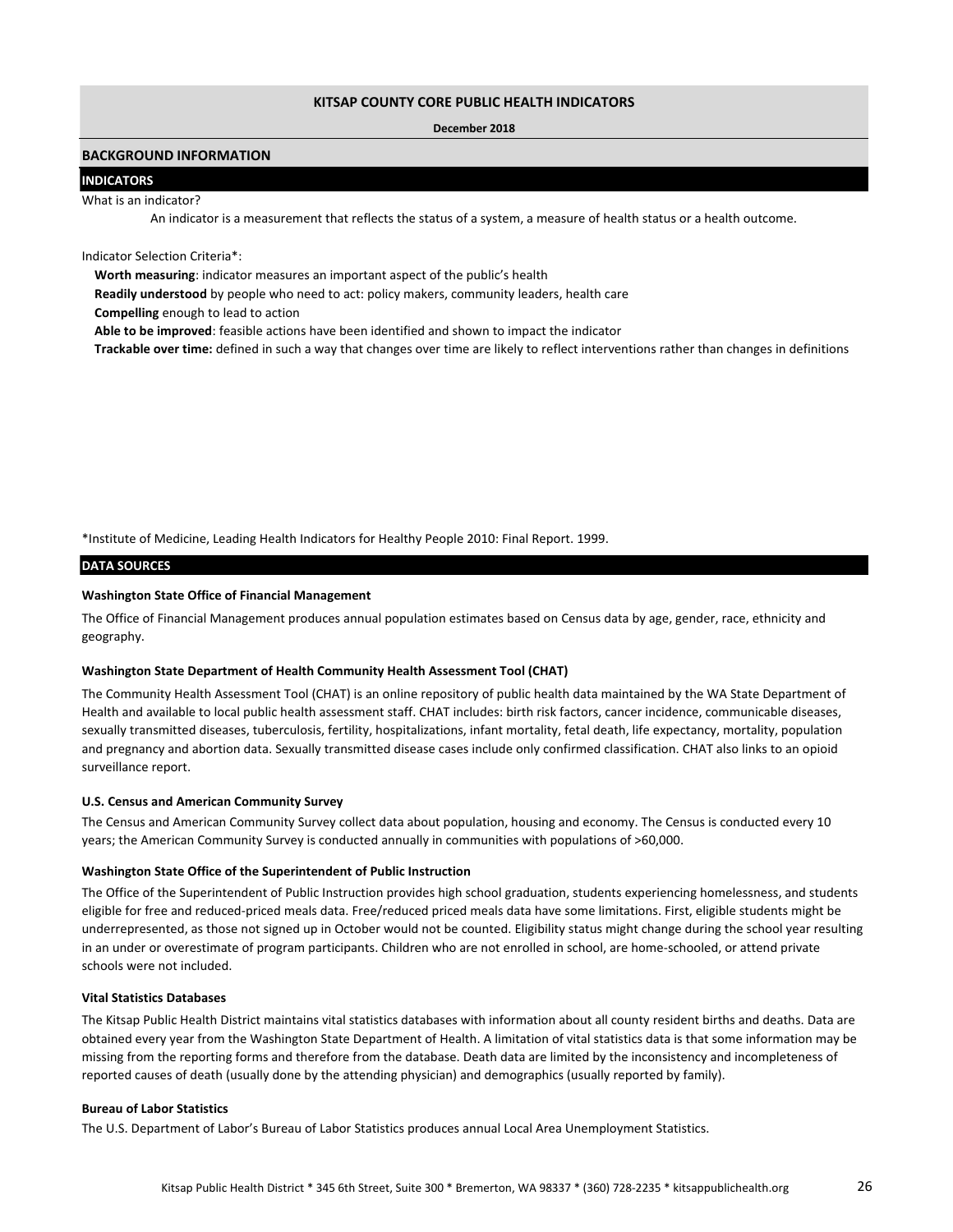# KITSAP COUNTY CORE PUBLIC HEALTH INDICATORS

**December 2018**

## BACKGROUND INFORMATION

### INDICATORS

What is an indicator?

An indicator is a measurement that reflects the status of a system, a measure of health status or a health outcome.

Indicator Selection Criteria*:

**Worth measuring**: indicator measures an important aspect of the public's health

**Readily understood** by people who need to act: policy makers, community leaders, health care

**Compelling** enough to lead to action

**Able to be improved**: feasible actions have been identified and shown to impact the indicator

**Trackable over time:** defined in such a way that changes over time are likely to reflect interventions rather than changes in definitions

*Institute of Medicine, Leading Health Indicators for Healthy People 2010: Final Report. 1999.

### DATA SOURCES

**Washington State Office of Financial Management**

The Office of Financial Management produces annual population estimates based on Census data by age, gender, race, ethnicity and geography.

**Washington State Department of Health Community Health Assessment Tool (CHAT)**

The Community Health Assessment Tool (CHAT) is an online repository of public health data maintained by the WA State Department of Health and available to local public health assessment staff. CHAT includes: birth risk factors, cancer incidence, communicable diseases, sexually transmitted diseases, tuberculosis, fertility, hospitalizations, infant mortality, fetal death, life expectancy, mortality, population and pregnancy and abortion data. Sexually transmitted disease cases include only confirmed classification. CHAT also links to an opioid surveillance report.

**U.S. Census and American Community Survey**

The Census and American Community Survey collect data about population, housing and economy. The Census is conducted every 10 years; the American Community Survey is conducted annually in communities with populations of >60,000.

**Washington State Office of the Superintendent of Public Instruction**

The Office of the Superintendent of Public Instruction provides high school graduation, students experiencing homelessness, and students eligible for free and reduced-priced meals data. Free/reduced priced meals data have some limitations. First, eligible students might be underrepresented, as those not signed up in October would not be counted. Eligibility status might change during the school year resulting in an under or overestimate of program participants. Children who are not enrolled in school, are home-schooled, or attend private schools were not included.

**Vital Statistics Databases**

The Kitsap Public Health District maintains vital statistics databases with information about all county resident births and deaths. Data are obtained every year from the Washington State Department of Health. A limitation of vital statistics data is that some information may be missing from the reporting forms and therefore from the database. Death data are limited by the inconsistency and incompleteness of reported causes of death (usually done by the attending physician) and demographics (usually reported by family).

**Bureau of Labor Statistics**

The U.S. Department of Labor's Bureau of Labor Statistics produces annual Local Area Unemployment Statistics.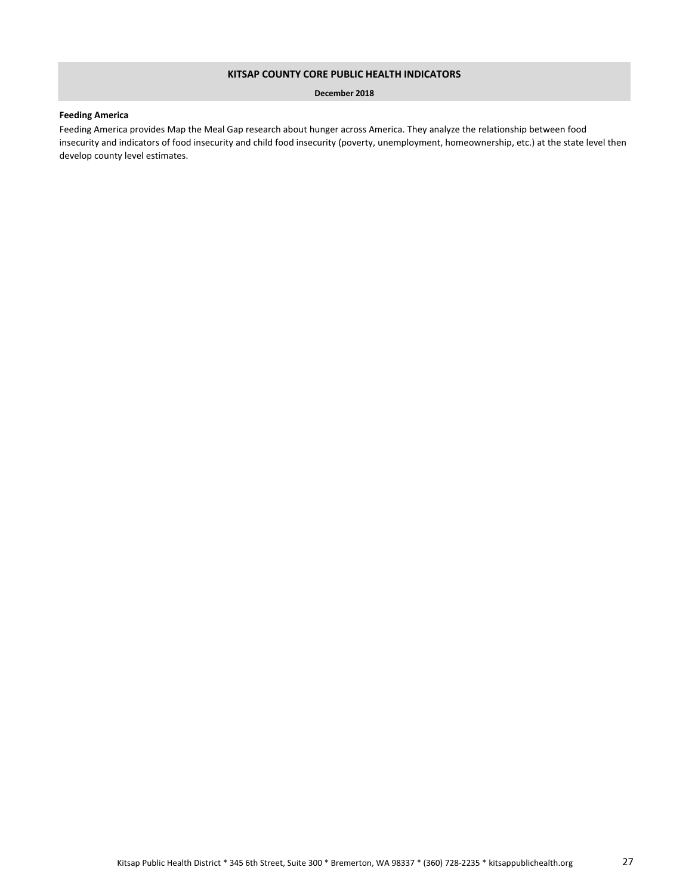**Feeding America**

Feeding America provides Map the Meal Gap research about hunger across America. They analyze the relationship between food insecurity and indicators of food insecurity and child food insecurity (poverty, unemployment, homeownership, etc.) at the state level then develop county level estimates.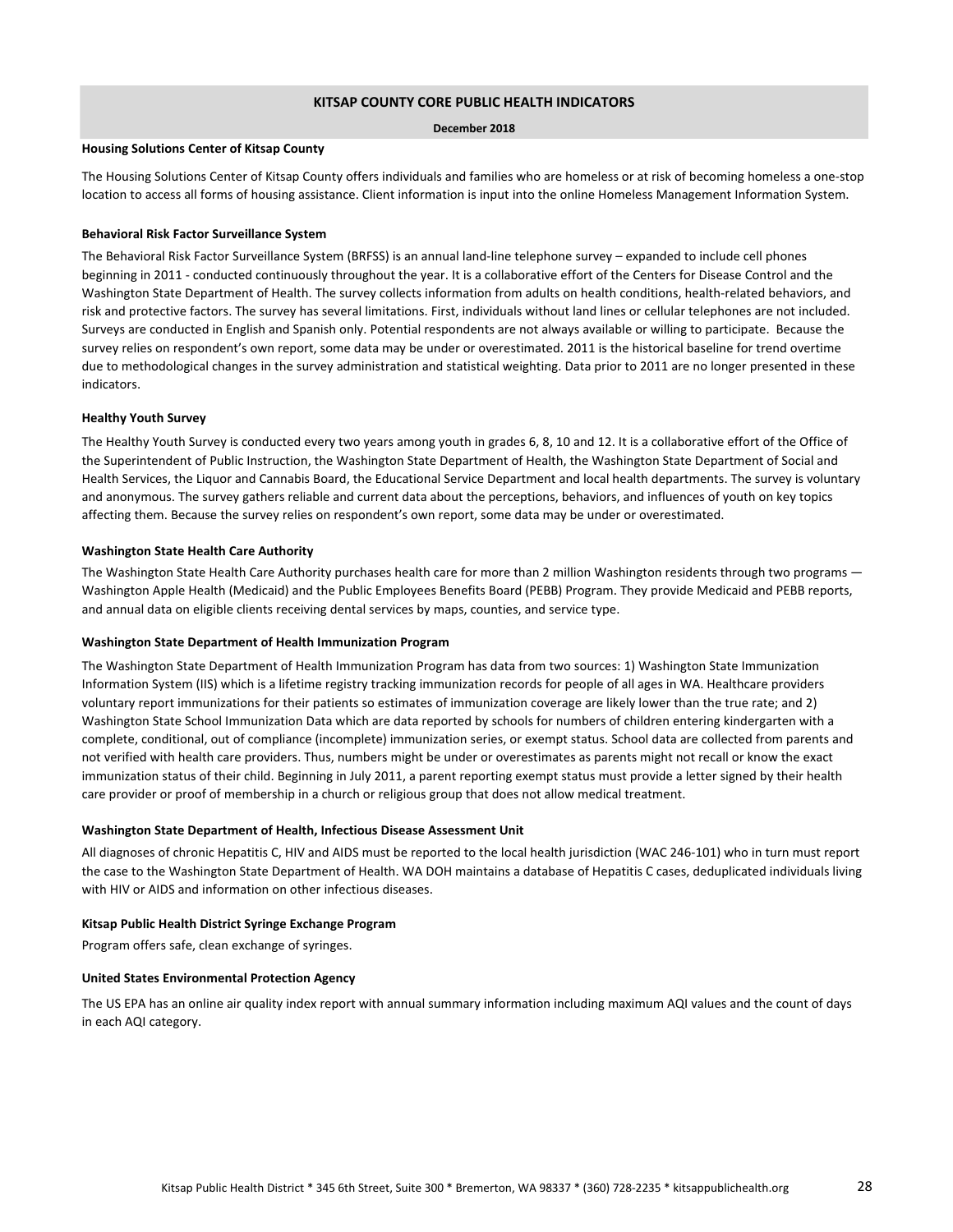## KITSAP COUNTY CORE PUBLIC HEALTH INDICATORS

**December 2018**

**Housing Solutions Center of Kitsap County**

The Housing Solutions Center of Kitsap County offers individuals and families who are homeless or at risk of becoming homeless a one-stop location to access all forms of housing assistance. Client information is input into the online Homeless Management Information System.

**Behavioral Risk Factor Surveillance System**

The Behavioral Risk Factor Surveillance System (BRFSS) is an annual land-line telephone survey – expanded to include cell phones beginning in 2011 - conducted continuously throughout the year. It is a collaborative effort of the Centers for Disease Control and the Washington State Department of Health. The survey collects information from adults on health conditions, health-related behaviors, and risk and protective factors. The survey has several limitations. First, individuals without land lines or cellular telephones are not included. Surveys are conducted in English and Spanish only. Potential respondents are not always available or willing to participate. Because the survey relies on respondent's own report, some data may be under or overestimated. 2011 is the historical baseline for trend overtime due to methodological changes in the survey administration and statistical weighting. Data prior to 2011 are no longer presented in these indicators.

**Healthy Youth Survey**

The Healthy Youth Survey is conducted every two years among youth in grades 6, 8, 10 and 12. It is a collaborative effort of the Office of the Superintendent of Public Instruction, the Washington State Department of Health, the Washington State Department of Social and Health Services, the Liquor and Cannabis Board, the Educational Service Department and local health departments. The survey is voluntary and anonymous. The survey gathers reliable and current data about the perceptions, behaviors, and influences of youth on key topics affecting them. Because the survey relies on respondent's own report, some data may be under or overestimated.

**Washington State Health Care Authority**

The Washington State Health Care Authority purchases health care for more than 2 million Washington residents through two programs — Washington Apple Health (Medicaid) and the Public Employees Benefits Board (PEBB) Program. They provide Medicaid and PEBB reports, and annual data on eligible clients receiving dental services by maps, counties, and service type.

**Washington State Department of Health Immunization Program**

The Washington State Department of Health Immunization Program has data from two sources: 1) Washington State Immunization Information System (IIS) which is a lifetime registry tracking immunization records for people of all ages in WA. Healthcare providers voluntary report immunizations for their patients so estimates of immunization coverage are likely lower than the true rate; and 2) Washington State School Immunization Data which are data reported by schools for numbers of children entering kindergarten with a complete, conditional, out of compliance (incomplete) immunization series, or exempt status. School data are collected from parents and not verified with health care providers. Thus, numbers might be under or overestimates as parents might not recall or know the exact immunization status of their child. Beginning in July 2011, a parent reporting exempt status must provide a letter signed by their health care provider or proof of membership in a church or religious group that does not allow medical treatment.

**Washington State Department of Health, Infectious Disease Assessment Unit**

All diagnoses of chronic Hepatitis C, HIV and AIDS must be reported to the local health jurisdiction (WAC 246-101) who in turn must report the case to the Washington State Department of Health. WA DOH maintains a database of Hepatitis C cases, deduplicated individuals living with HIV or AIDS and information on other infectious diseases.

**Kitsap Public Health District Syringe Exchange Program**

Program offers safe, clean exchange of syringes.

**United States Environmental Protection Agency**

The US EPA has an online air quality index report with annual summary information including maximum AQI values and the count of days in each AQI category.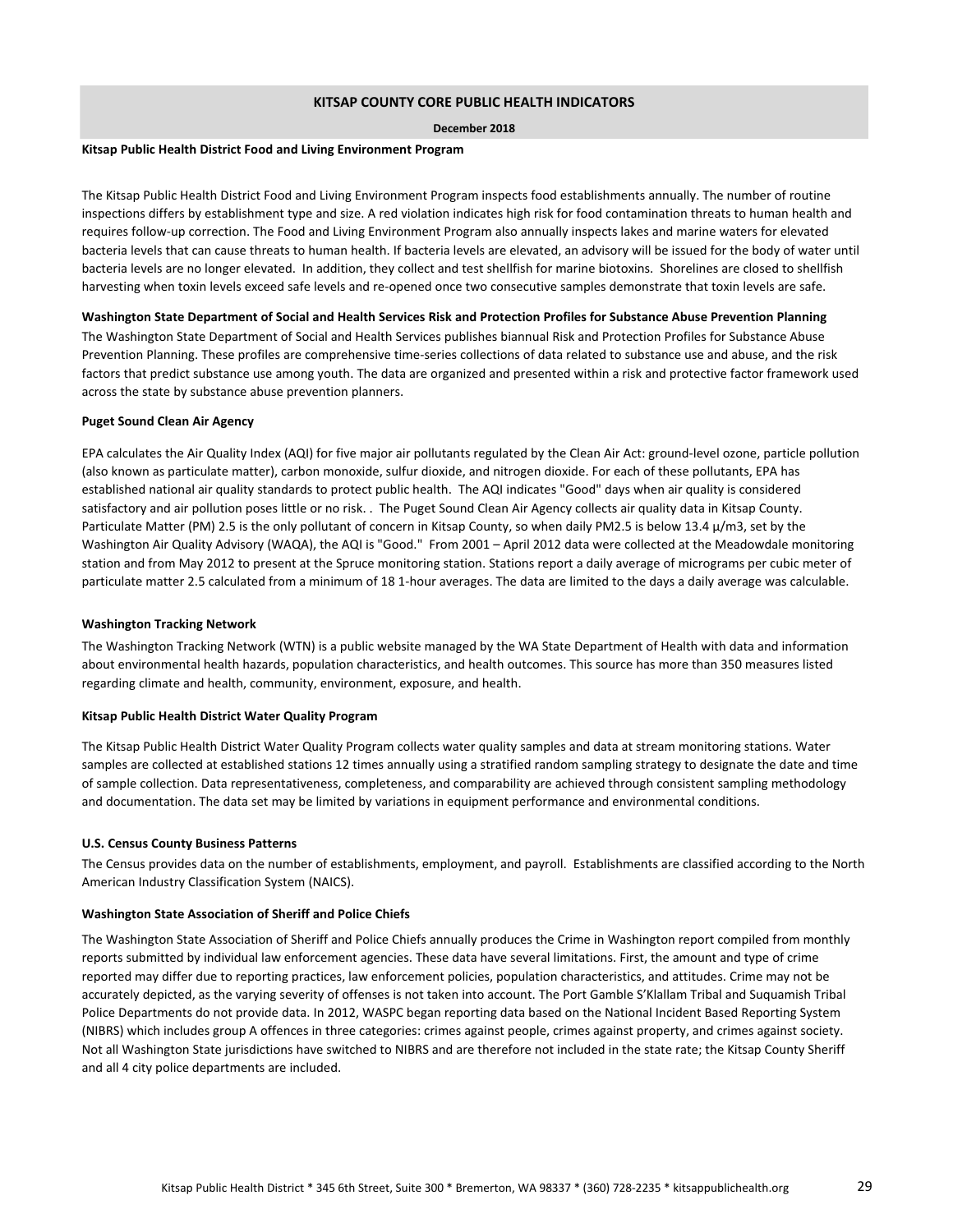**KITSAP COUNTY CORE PUBLIC HEALTH INDICATORS**

**December 2018**

**Kitsap Public Health District Food and Living Environment Program**

The Kitsap Public Health District Food and Living Environment Program inspects food establishments annually. The number of routine inspections differs by establishment type and size. A red violation indicates high risk for food contamination threats to human health and requires follow-up correction. The Food and Living Environment Program also annually inspects lakes and marine waters for elevated bacteria levels that can cause threats to human health. If bacteria levels are elevated, an advisory will be issued for the body of water until bacteria levels are no longer elevated. In addition, they collect and test shellfish for marine biotoxins. Shorelines are closed to shellfish harvesting when toxin levels exceed safe levels and re-opened once two consecutive samples demonstrate that toxin levels are safe.

**Washington State Department of Social and Health Services Risk and Protection Profiles for Substance Abuse Prevention Planning**

The Washington State Department of Social and Health Services publishes biannual Risk and Protection Profiles for Substance Abuse Prevention Planning. These profiles are comprehensive time-series collections of data related to substance use and abuse, and the risk factors that predict substance use among youth. The data are organized and presented within a risk and protective factor framework used across the state by substance abuse prevention planners.

**Puget Sound Clean Air Agency**

EPA calculates the Air Quality Index (AQI) for five major air pollutants regulated by the Clean Air Act: ground-level ozone, particle pollution (also known as particulate matter), carbon monoxide, sulfur dioxide, and nitrogen dioxide. For each of these pollutants, EPA has established national air quality standards to protect public health. The AQI indicates "Good" days when air quality is considered satisfactory and air pollution poses little or no risk. . The Puget Sound Clean Air Agency collects air quality data in Kitsap County. Particulate Matter (PM) 2.5 is the only pollutant of concern in Kitsap County, so when daily PM2.5 is below 13.4 µ/m3, set by the Washington Air Quality Advisory (WAQA), the AQI is "Good." From 2001 – April 2012 data were collected at the Meadowdale monitoring station and from May 2012 to present at the Spruce monitoring station. Stations report a daily average of micrograms per cubic meter of particulate matter 2.5 calculated from a minimum of 18 1-hour averages. The data are limited to the days a daily average was calculable.

**Washington Tracking Network**

The Washington Tracking Network (WTN) is a public website managed by the WA State Department of Health with data and information about environmental health hazards, population characteristics, and health outcomes. This source has more than 350 measures listed regarding climate and health, community, environment, exposure, and health.

**Kitsap Public Health District Water Quality Program**

The Kitsap Public Health District Water Quality Program collects water quality samples and data at stream monitoring stations. Water samples are collected at established stations 12 times annually using a stratified random sampling strategy to designate the date and time of sample collection. Data representativeness, completeness, and comparability are achieved through consistent sampling methodology and documentation. The data set may be limited by variations in equipment performance and environmental conditions.

**U.S. Census County Business Patterns**

The Census provides data on the number of establishments, employment, and payroll. Establishments are classified according to the North American Industry Classification System (NAICS).

**Washington State Association of Sheriff and Police Chiefs**

The Washington State Association of Sheriff and Police Chiefs annually produces the Crime in Washington report compiled from monthly reports submitted by individual law enforcement agencies. These data have several limitations. First, the amount and type of crime reported may differ due to reporting practices, law enforcement policies, population characteristics, and attitudes. Crime may not be accurately depicted, as the varying severity of offenses is not taken into account. The Port Gamble S'Klallam Tribal and Suquamish Tribal Police Departments do not provide data. In 2012, WASPC began reporting data based on the National Incident Based Reporting System (NIBRS) which includes group A offences in three categories: crimes against people, crimes against property, and crimes against society. Not all Washington State jurisdictions have switched to NIBRS and are therefore not included in the state rate; the Kitsap County Sheriff and all 4 city police departments are included.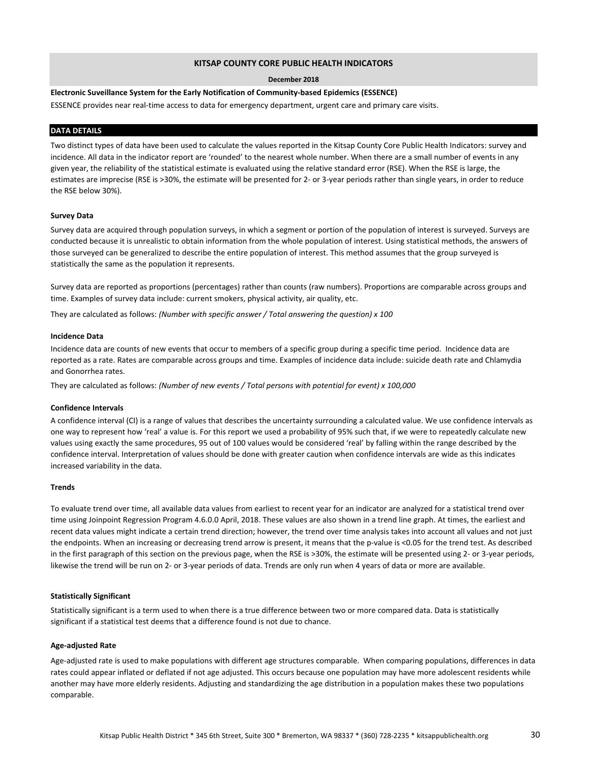**KITSAP COUNTY CORE PUBLIC HEALTH INDICATORS**

**December 2018**

**Electronic Suveillance System for the Early Notification of Community-based Epidemics (ESSENCE)**

ESSENCE provides near real-time access to data for emergency department, urgent care and primary care visits.

## DATA DETAILS

Two distinct types of data have been used to calculate the values reported in the Kitsap County Core Public Health Indicators: survey and incidence. All data in the indicator report are 'rounded' to the nearest whole number. When there are a small number of events in any given year, the reliability of the statistical estimate is evaluated using the relative standard error (RSE). When the RSE is large, the estimates are imprecise (RSE is >30%, the estimate will be presented for 2- or 3-year periods rather than single years, in order to reduce the RSE below 30%).

### Survey Data

Survey data are acquired through population surveys, in which a segment or portion of the population of interest is surveyed. Surveys are conducted because it is unrealistic to obtain information from the whole population of interest. Using statistical methods, the answers of those surveyed can be generalized to describe the entire population of interest. This method assumes that the group surveyed is statistically the same as the population it represents.

Survey data are reported as proportions (percentages) rather than counts (raw numbers). Proportions are comparable across groups and time. Examples of survey data include: current smokers, physical activity, air quality, etc.

They are calculated as follows: *(Number with specific answer / Total answering the question) x 100*

### Incidence Data

Incidence data are counts of new events that occur to members of a specific group during a specific time period. Incidence data are reported as a rate. Rates are comparable across groups and time. Examples of incidence data include: suicide death rate and Chlamydia and Gonorrhea rates.

They are calculated as follows: *(Number of new events / Total persons with potential for event) x 100,000*

### Confidence Intervals

A confidence interval (CI) is a range of values that describes the uncertainty surrounding a calculated value. We use confidence intervals as one way to represent how 'real' a value is. For this report we used a probability of 95% such that, if we were to repeatedly calculate new values using exactly the same procedures, 95 out of 100 values would be considered 'real' by falling within the range described by the confidence interval. Interpretation of values should be done with greater caution when confidence intervals are wide as this indicates increased variability in the data.

### Trends

To evaluate trend over time, all available data values from earliest to recent year for an indicator are analyzed for a statistical trend over time using Joinpoint Regression Program 4.6.0.0 April, 2018. These values are also shown in a trend line graph. At times, the earliest and recent data values might indicate a certain trend direction; however, the trend over time analysis takes into account all values and not just the endpoints. When an increasing or decreasing trend arrow is present, it means that the p-value is <0.05 for the trend test. As described in the first paragraph of this section on the previous page, when the RSE is >30%, the estimate will be presented using 2- or 3-year periods, likewise the trend will be run on 2- or 3-year periods of data. Trends are only run when 4 years of data or more are available.

### Statistically Significant

Statistically significant is a term used to when there is a true difference between two or more compared data. Data is statistically significant if a statistical test deems that a difference found is not due to chance.

### Age-adjusted Rate

Age-adjusted rate is used to make populations with different age structures comparable. When comparing populations, differences in data rates could appear inflated or deflated if not age adjusted. This occurs because one population may have more adolescent residents while another may have more elderly residents. Adjusting and standardizing the age distribution in a population makes these two populations comparable.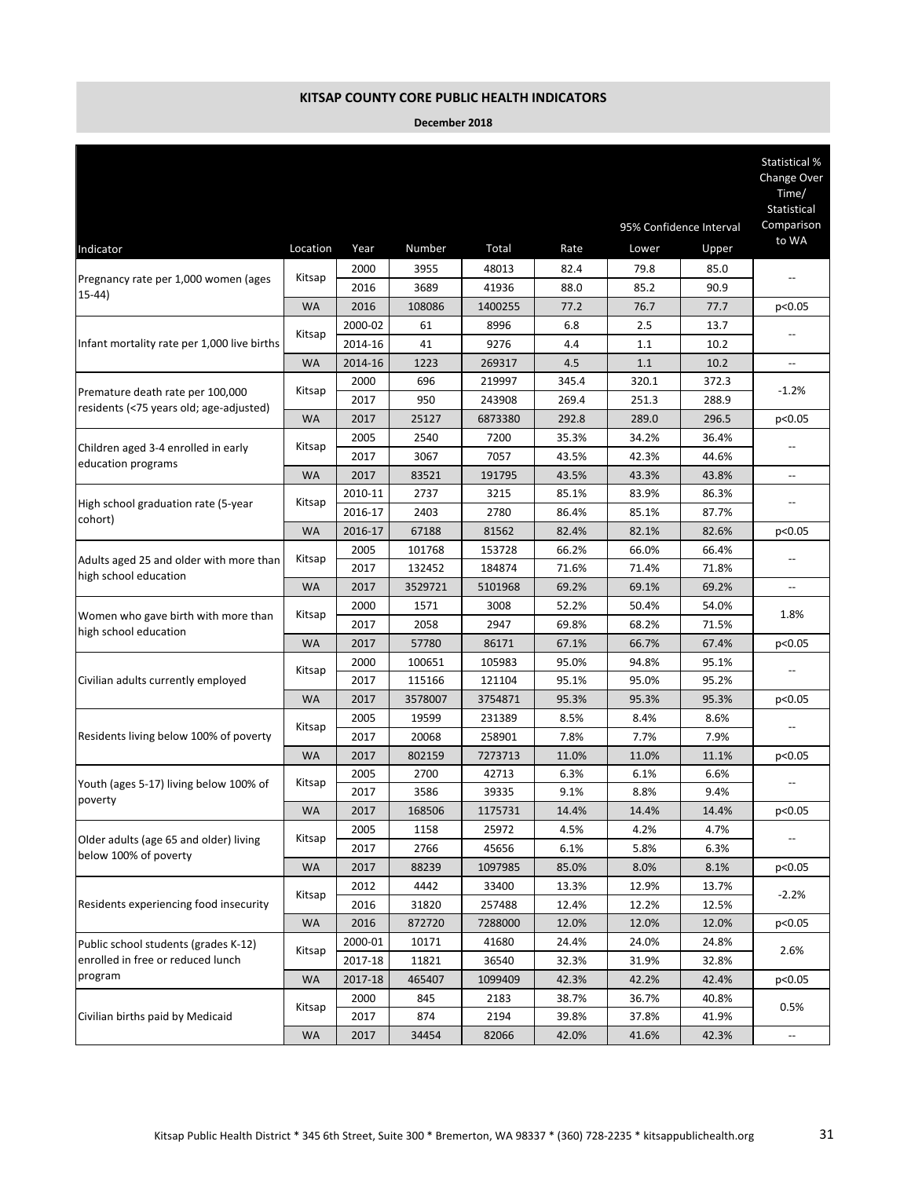## KITSAP COUNTY CORE PUBLIC HEALTH INDICATORS

**December 2018**

| Indicator | Location | Year | Number | Total | Rate | 95% Confidence Interval Lower | 95% Confidence Interval Upper | Statistical % Change Over Time/ Statistical Comparison to WA |
|---|---|---|---|---|---|---|---|---|
| Pregnancy rate per 1,000 women (ages 15-44) | Kitsap | 2000 | 3955 | 48013 | 82.4 | 79.8 | 85.0 | -- |
| | | 2016 | 3689 | 41936 | 88.0 | 85.2 | 90.9 | |
| | WA | 2016 | 108086 | 1400255 | 77.2 | 76.7 | 77.7 | p<0.05 |
| Infant mortality rate per 1,000 live births | Kitsap | 2000-02 | 61 | 8996 | 6.8 | 2.5 | 13.7 | -- |
| | | 2014-16 | 41 | 9276 | 4.4 | 1.1 | 10.2 | |
| | WA | 2014-16 | 1223 | 269317 | 4.5 | 1.1 | 10.2 | -- |
| Premature death rate per 100,000 residents (<75 years old; age-adjusted) | Kitsap | 2000 | 696 | 219997 | 345.4 | 320.1 | 372.3 | -1.2% |
| | | 2017 | 950 | 243908 | 269.4 | 251.3 | 288.9 | |
| | WA | 2017 | 25127 | 6873380 | 292.8 | 289.0 | 296.5 | p<0.05 |
| Children aged 3-4 enrolled in early education programs | Kitsap | 2005 | 2540 | 7200 | 35.3% | 34.2% | 36.4% | -- |
| | | 2017 | 3067 | 7057 | 43.5% | 42.3% | 44.6% | |
| | WA | 2017 | 83521 | 191795 | 43.5% | 43.3% | 43.8% | -- |
| High school graduation rate (5-year cohort) | Kitsap | 2010-11 | 2737 | 3215 | 85.1% | 83.9% | 86.3% | -- |
| | | 2016-17 | 2403 | 2780 | 86.4% | 85.1% | 87.7% | |
| | WA | 2016-17 | 67188 | 81562 | 82.4% | 82.1% | 82.6% | p<0.05 |
| Adults aged 25 and older with more than high school education | Kitsap | 2005 | 101768 | 153728 | 66.2% | 66.0% | 66.4% | -- |
| | | 2017 | 132452 | 184874 | 71.6% | 71.4% | 71.8% | |
| | WA | 2017 | 3529721 | 5101968 | 69.2% | 69.1% | 69.2% | -- |
| Women who gave birth with more than high school education | Kitsap | 2000 | 1571 | 3008 | 52.2% | 50.4% | 54.0% | 1.8% |
| | | 2017 | 2058 | 2947 | 69.8% | 68.2% | 71.5% | |
| | WA | 2017 | 57780 | 86171 | 67.1% | 66.7% | 67.4% | p<0.05 |
| Civilian adults currently employed | Kitsap | 2000 | 100651 | 105983 | 95.0% | 94.8% | 95.1% | -- |
| | | 2017 | 115166 | 121104 | 95.1% | 95.0% | 95.2% | |
| | WA | 2017 | 3578007 | 3754871 | 95.3% | 95.3% | 95.3% | p<0.05 |
| Residents living below 100% of poverty | Kitsap | 2005 | 19599 | 231389 | 8.5% | 8.4% | 8.6% | -- |
| | | 2017 | 20068 | 258901 | 7.8% | 7.7% | 7.9% | |
| | WA | 2017 | 802159 | 7273713 | 11.0% | 11.0% | 11.1% | p<0.05 |
| Youth (ages 5-17) living below 100% of poverty | Kitsap | 2005 | 2700 | 42713 | 6.3% | 6.1% | 6.6% | -- |
| | | 2017 | 3586 | 39335 | 9.1% | 8.8% | 9.4% | |
| | WA | 2017 | 168506 | 1175731 | 14.4% | 14.4% | 14.4% | p<0.05 |
| Older adults (age 65 and older) living below 100% of poverty | Kitsap | 2005 | 1158 | 25972 | 4.5% | 4.2% | 4.7% | -- |
| | | 2017 | 2766 | 45656 | 6.1% | 5.8% | 6.3% | |
| | WA | 2017 | 88239 | 1097985 | 85.0% | 8.0% | 8.1% | p<0.05 |
| Residents experiencing food insecurity | Kitsap | 2012 | 4442 | 33400 | 13.3% | 12.9% | 13.7% | -2.2% |
| | | 2016 | 31820 | 257488 | 12.4% | 12.2% | 12.5% | |
| | WA | 2016 | 872720 | 7288000 | 12.0% | 12.0% | 12.0% | p<0.05 |
| Public school students (grades K-12) enrolled in free or reduced lunch program | Kitsap | 2000-01 | 10171 | 41680 | 24.4% | 24.0% | 24.8% | 2.6% |
| | | 2017-18 | 11821 | 36540 | 32.3% | 31.9% | 32.8% | |
| | WA | 2017-18 | 465407 | 1099409 | 42.3% | 42.2% | 42.4% | p<0.05 |
| Civilian births paid by Medicaid | Kitsap | 2000 | 845 | 2183 | 38.7% | 36.7% | 40.8% | 0.5% |
| | | 2017 | 874 | 2194 | 39.8% | 37.8% | 41.9% | |
| | WA | 2017 | 34454 | 82066 | 42.0% | 41.6% | 42.3% | -- |

Kitsap Public Health District * 345 6th Street, Suite 300 * Bremerton, WA 98337 * (360) 728-2235 * kitsappublichealth.org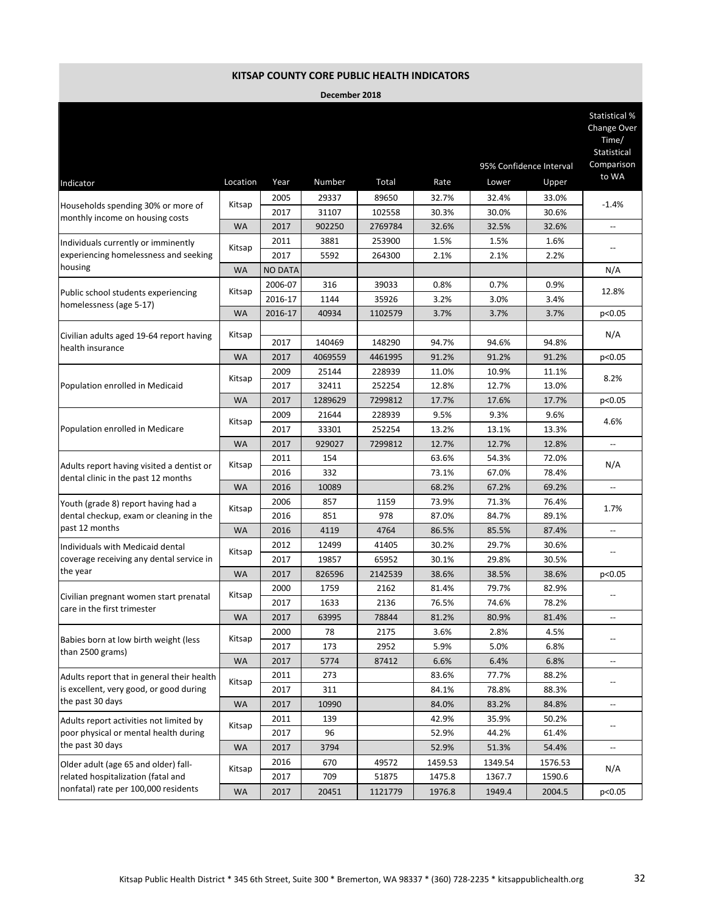**KITSAP COUNTY CORE PUBLIC HEALTH INDICATORS**

**December 2018**

| Indicator | Location | Year | Number | Total | Rate | 95% Confidence Interval Lower | 95% Confidence Interval Upper | Statistical % Change Over Time/ Statistical Comparison to WA |
|---|---|---|---|---|---|---|---|---|
| Households spending 30% or more of monthly income on housing costs | Kitsap | 2005 | 29337 | 89650 | 32.7% | 32.4% | 33.0% | -1.4% |
| | | 2017 | 31107 | 102558 | 30.3% | 30.0% | 30.6% | |
| | WA | 2017 | 902250 | 2769784 | 32.6% | 32.5% | 32.6% | -- |
| Individuals currently or imminently experiencing homelessness and seeking housing | Kitsap | 2011 | 3881 | 253900 | 1.5% | 1.5% | 1.6% | -- |
| | | 2017 | 5592 | 264300 | 2.1% | 2.1% | 2.2% | |
| | WA | NO DATA | | | | | | N/A |
| Public school students experiencing homelessness (age 5-17) | Kitsap | 2006-07 | 316 | 39033 | 0.8% | 0.7% | 0.9% | 12.8% |
| | | 2016-17 | 1144 | 35926 | 3.2% | 3.0% | 3.4% | |
| | WA | 2016-17 | 40934 | 1102579 | 3.7% | 3.7% | 3.7% | p<0.05 |
| Civilian adults aged 19-64 report having health insurance | Kitsap | | | | | | | N/A |
| | | 2017 | 140469 | 148290 | 94.7% | 94.6% | 94.8% | |
| | WA | 2017 | 4069559 | 4461995 | 91.2% | 91.2% | 91.2% | p<0.05 |
| Population enrolled in Medicaid | Kitsap | 2009 | 25144 | 228939 | 11.0% | 10.9% | 11.1% | 8.2% |
| | | 2017 | 32411 | 252254 | 12.8% | 12.7% | 13.0% | |
| | WA | 2017 | 1289629 | 7299812 | 17.7% | 17.6% | 17.7% | p<0.05 |
| Population enrolled in Medicare | Kitsap | 2009 | 21644 | 228939 | 9.5% | 9.3% | 9.6% | 4.6% |
| | | 2017 | 33301 | 252254 | 13.2% | 13.1% | 13.3% | |
| | WA | 2017 | 929027 | 7299812 | 12.7% | 12.7% | 12.8% | -- |
| Adults report having visited a dentist or dental clinic in the past 12 months | Kitsap | 2011 | 154 | | 63.6% | 54.3% | 72.0% | N/A |
| | | 2016 | 332 | | 73.1% | 67.0% | 78.4% | |
| | WA | 2016 | 10089 | | 68.2% | 67.2% | 69.2% | -- |
| Youth (grade 8) report having had a dental checkup, exam or cleaning in the past 12 months | Kitsap | 2006 | 857 | 1159 | 73.9% | 71.3% | 76.4% | 1.7% |
| | | 2016 | 851 | 978 | 87.0% | 84.7% | 89.1% | |
| | WA | 2016 | 4119 | 4764 | 86.5% | 85.5% | 87.4% | -- |
| Individuals with Medicaid dental coverage receiving any dental service in the year | Kitsap | 2012 | 12499 | 41405 | 30.2% | 29.7% | 30.6% | -- |
| | | 2017 | 19857 | 65952 | 30.1% | 29.8% | 30.5% | |
| | WA | 2017 | 826596 | 2142539 | 38.6% | 38.5% | 38.6% | p<0.05 |
| Civilian pregnant women start prenatal care in the first trimester | Kitsap | 2000 | 1759 | 2162 | 81.4% | 79.7% | 82.9% | -- |
| | | 2017 | 1633 | 2136 | 76.5% | 74.6% | 78.2% | |
| | WA | 2017 | 63995 | 78844 | 81.2% | 80.9% | 81.4% | -- |
| Babies born at low birth weight (less than 2500 grams) | Kitsap | 2000 | 78 | 2175 | 3.6% | 2.8% | 4.5% | -- |
| | | 2017 | 173 | 2952 | 5.9% | 5.0% | 6.8% | |
| | WA | 2017 | 5774 | 87412 | 6.6% | 6.4% | 6.8% | -- |
| Adults report that in general their health is excellent, very good, or good during the past 30 days | Kitsap | 2011 | 273 | | 83.6% | 77.7% | 88.2% | -- |
| | | 2017 | 311 | | 84.1% | 78.8% | 88.3% | |
| | WA | 2017 | 10990 | | 84.0% | 83.2% | 84.8% | -- |
| Adults report activities not limited by poor physical or mental health during the past 30 days | Kitsap | 2011 | 139 | | 42.9% | 35.9% | 50.2% | -- |
| | | 2017 | 96 | | 52.9% | 44.2% | 61.4% | |
| | WA | 2017 | 3794 | | 52.9% | 51.3% | 54.4% | -- |
| Older adult (age 65 and older) fall-related hospitalization (fatal and nonfatal) rate per 100,000 residents | Kitsap | 2016 | 670 | 49572 | 1459.53 | 1349.54 | 1576.53 | N/A |
| | | 2017 | 709 | 51875 | 1475.8 | 1367.7 | 1590.6 | |
| | WA | 2017 | 20451 | 1121779 | 1976.8 | 1949.4 | 2004.5 | p<0.05 |

Kitsap Public Health District * 345 6th Street, Suite 300 * Bremerton, WA 98337 * (360) 728-2235 * kitsappublichealth.org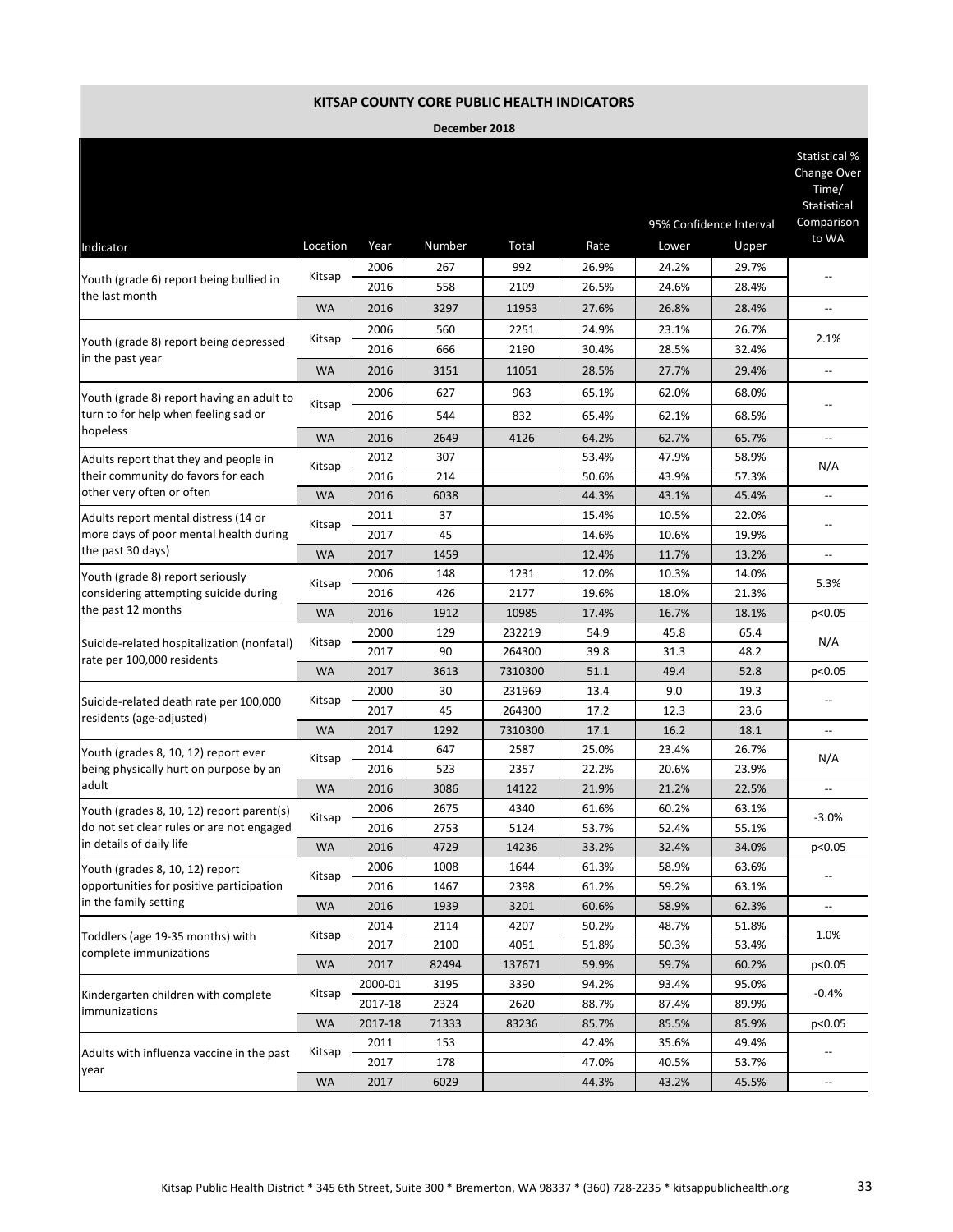# KITSAP COUNTY CORE PUBLIC HEALTH INDICATORS

**December 2018**

| Indicator | Location | Year | Number | Total | Rate | 95% Confidence Interval Lower | 95% Confidence Interval Upper | Statistical % Change Over Time/ Statistical Comparison to WA |
|---|---|---|---|---|---|---|---|---|
| Youth (grade 6) report being bullied in the last month | Kitsap | 2006 | 267 | 992 | 26.9% | 24.2% | 29.7% | -- |
| | | 2016 | 558 | 2109 | 26.5% | 24.6% | 28.4% | |
| | WA | 2016 | 3297 | 11953 | 27.6% | 26.8% | 28.4% | -- |
| Youth (grade 8) report being depressed in the past year | Kitsap | 2006 | 560 | 2251 | 24.9% | 23.1% | 26.7% | 2.1% |
| | | 2016 | 666 | 2190 | 30.4% | 28.5% | 32.4% | |
| | WA | 2016 | 3151 | 11051 | 28.5% | 27.7% | 29.4% | -- |
| Youth (grade 8) report having an adult to turn to for help when feeling sad or hopeless | Kitsap | 2006 | 627 | 963 | 65.1% | 62.0% | 68.0% | -- |
| | | 2016 | 544 | 832 | 65.4% | 62.1% | 68.5% | |
| | WA | 2016 | 2649 | 4126 | 64.2% | 62.7% | 65.7% | -- |
| Adults report that they and people in their community do favors for each other very often or often | Kitsap | 2012 | 307 | | 53.4% | 47.9% | 58.9% | N/A |
| | | 2016 | 214 | | 50.6% | 43.9% | 57.3% | |
| | WA | 2016 | 6038 | | 44.3% | 43.1% | 45.4% | -- |
| Adults report mental distress (14 or more days of poor mental health during the past 30 days) | Kitsap | 2011 | 37 | | 15.4% | 10.5% | 22.0% | -- |
| | | 2017 | 45 | | 14.6% | 10.6% | 19.9% | |
| | WA | 2017 | 1459 | | 12.4% | 11.7% | 13.2% | -- |
| Youth (grade 8) report seriously considering attempting suicide during the past 12 months | Kitsap | 2006 | 148 | 1231 | 12.0% | 10.3% | 14.0% | 5.3% |
| | | 2016 | 426 | 2177 | 19.6% | 18.0% | 21.3% | |
| | WA | 2016 | 1912 | 10985 | 17.4% | 16.7% | 18.1% | p<0.05 |
| Suicide-related hospitalization (nonfatal) rate per 100,000 residents | Kitsap | 2000 | 129 | 232219 | 54.9 | 45.8 | 65.4 | N/A |
| | | 2017 | 90 | 264300 | 39.8 | 31.3 | 48.2 | |
| | WA | 2017 | 3613 | 7310300 | 51.1 | 49.4 | 52.8 | p<0.05 |
| Suicide-related death rate per 100,000 residents (age-adjusted) | Kitsap | 2000 | 30 | 231969 | 13.4 | 9.0 | 19.3 | -- |
| | | 2017 | 45 | 264300 | 17.2 | 12.3 | 23.6 | |
| | WA | 2017 | 1292 | 7310300 | 17.1 | 16.2 | 18.1 | -- |
| Youth (grades 8, 10, 12) report ever being physically hurt on purpose by an adult | Kitsap | 2014 | 647 | 2587 | 25.0% | 23.4% | 26.7% | N/A |
| | | 2016 | 523 | 2357 | 22.2% | 20.6% | 23.9% | |
| | WA | 2016 | 3086 | 14122 | 21.9% | 21.2% | 22.5% | -- |
| Youth (grades 8, 10, 12) report parent(s) do not set clear rules or are not engaged in details of daily life | Kitsap | 2006 | 2675 | 4340 | 61.6% | 60.2% | 63.1% | -3.0% |
| | | 2016 | 2753 | 5124 | 53.7% | 52.4% | 55.1% | |
| | WA | 2016 | 4729 | 14236 | 33.2% | 32.4% | 34.0% | p<0.05 |
| Youth (grades 8, 10, 12) report opportunities for positive participation in the family setting | Kitsap | 2006 | 1008 | 1644 | 61.3% | 58.9% | 63.6% | -- |
| | | 2016 | 1467 | 2398 | 61.2% | 59.2% | 63.1% | |
| | WA | 2016 | 1939 | 3201 | 60.6% | 58.9% | 62.3% | -- |
| Toddlers (age 19-35 months) with complete immunizations | Kitsap | 2014 | 2114 | 4207 | 50.2% | 48.7% | 51.8% | 1.0% |
| | | 2017 | 2100 | 4051 | 51.8% | 50.3% | 53.4% | |
| | WA | 2017 | 82494 | 137671 | 59.9% | 59.7% | 60.2% | p<0.05 |
| Kindergarten children with complete immunizations | Kitsap | 2000-01 | 3195 | 3390 | 94.2% | 93.4% | 95.0% | -0.4% |
| | | 2017-18 | 2324 | 2620 | 88.7% | 87.4% | 89.9% | |
| | WA | 2017-18 | 71333 | 83236 | 85.7% | 85.5% | 85.9% | p<0.05 |
| Adults with influenza vaccine in the past year | Kitsap | 2011 | 153 | | 42.4% | 35.6% | 49.4% | -- |
| | | 2017 | 178 | | 47.0% | 40.5% | 53.7% | |
| | WA | 2017 | 6029 | | 44.3% | 43.2% | 45.5% | -- |

Kitsap Public Health District * 345 6th Street, Suite 300 * Bremerton, WA 98337 * (360) 728-2235 * kitsappublichealth.org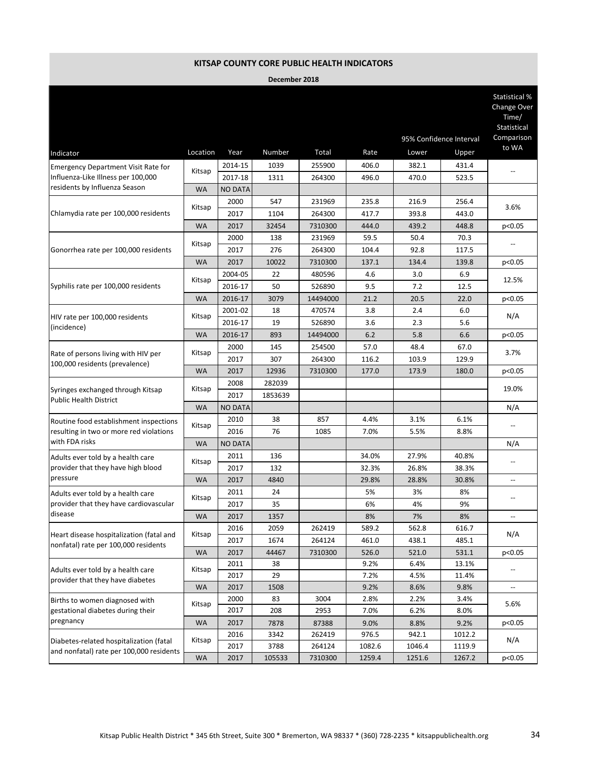## KITSAP COUNTY CORE PUBLIC HEALTH INDICATORS

**December 2018**

| Indicator | Location | Year | Number | Total | Rate | 95% Confidence Interval Lower | 95% Confidence Interval Upper | Statistical % Change Over Time/ Statistical Comparison to WA |
|---|---|---|---|---|---|---|---|---|
| Emergency Department Visit Rate for Influenza-Like Illness per 100,000 residents by Influenza Season | Kitsap | 2014-15 | 1039 | 255900 | 406.0 | 382.1 | 431.4 | -- |
| | | 2017-18 | 1311 | 264300 | 496.0 | 470.0 | 523.5 | |
| | WA | NO DATA | | | | | | |
| Chlamydia rate per 100,000 residents | Kitsap | 2000 | 547 | 231969 | 235.8 | 216.9 | 256.4 | 3.6% |
| | | 2017 | 1104 | 264300 | 417.7 | 393.8 | 443.0 | |
| | WA | 2017 | 32454 | 7310300 | 444.0 | 439.2 | 448.8 | p<0.05 |
| Gonorrhea rate per 100,000 residents | Kitsap | 2000 | 138 | 231969 | 59.5 | 50.4 | 70.3 | -- |
| | | 2017 | 276 | 264300 | 104.4 | 92.8 | 117.5 | |
| | WA | 2017 | 10022 | 7310300 | 137.1 | 134.4 | 139.8 | p<0.05 |
| Syphilis rate per 100,000 residents | Kitsap | 2004-05 | 22 | 480596 | 4.6 | 3.0 | 6.9 | 12.5% |
| | | 2016-17 | 50 | 526890 | 9.5 | 7.2 | 12.5 | |
| | WA | 2016-17 | 3079 | 14494000 | 21.2 | 20.5 | 22.0 | p<0.05 |
| HIV rate per 100,000 residents (incidence) | Kitsap | 2001-02 | 18 | 470574 | 3.8 | 2.4 | 6.0 | N/A |
| | | 2016-17 | 19 | 526890 | 3.6 | 2.3 | 5.6 | |
| | WA | 2016-17 | 893 | 14494000 | 6.2 | 5.8 | 6.6 | p<0.05 |
| Rate of persons living with HIV per 100,000 residents (prevalence) | Kitsap | 2000 | 145 | 254500 | 57.0 | 48.4 | 67.0 | 3.7% |
| | | 2017 | 307 | 264300 | 116.2 | 103.9 | 129.9 | |
| | WA | 2017 | 12936 | 7310300 | 177.0 | 173.9 | 180.0 | p<0.05 |
| Syringes exchanged through Kitsap Public Health District | Kitsap | 2008 | 282039 | | | | | 19.0% |
| | | 2017 | 1853639 | | | | | |
| | WA | NO DATA | | | | | | N/A |
| Routine food establishment inspections resulting in two or more red violations with FDA risks | Kitsap | 2010 | 38 | 857 | 4.4% | 3.1% | 6.1% | -- |
| | | 2016 | 76 | 1085 | 7.0% | 5.5% | 8.8% | |
| | WA | NO DATA | | | | | | N/A |
| Adults ever told by a health care provider that they have high blood pressure | Kitsap | 2011 | 136 | | 34.0% | 27.9% | 40.8% | -- |
| | | 2017 | 132 | | 32.3% | 26.8% | 38.3% | |
| | WA | 2017 | 4840 | | 29.8% | 28.8% | 30.8% | -- |
| Adults ever told by a health care provider that they have cardiovascular disease | Kitsap | 2011 | 24 | | 5% | 3% | 8% | -- |
| | | 2017 | 35 | | 6% | 4% | 9% | |
| | WA | 2017 | 1357 | | 8% | 7% | 8% | -- |
| Heart disease hospitalization (fatal and nonfatal) rate per 100,000 residents | Kitsap | 2016 | 2059 | 262419 | 589.2 | 562.8 | 616.7 | N/A |
| | | 2017 | 1674 | 264124 | 461.0 | 438.1 | 485.1 | |
| | WA | 2017 | 44467 | 7310300 | 526.0 | 521.0 | 531.1 | p<0.05 |
| Adults ever told by a health care provider that they have diabetes | Kitsap | 2011 | 38 | | 9.2% | 6.4% | 13.1% | -- |
| | | 2017 | 29 | | 7.2% | 4.5% | 11.4% | |
| | WA | 2017 | 1508 | | 9.2% | 8.6% | 9.8% | -- |
| Births to women diagnosed with gestational diabetes during their pregnancy | Kitsap | 2000 | 83 | 3004 | 2.8% | 2.2% | 3.4% | 5.6% |
| | | 2017 | 208 | 2953 | 7.0% | 6.2% | 8.0% | |
| | WA | 2017 | 7878 | 87388 | 9.0% | 8.8% | 9.2% | p<0.05 |
| Diabetes-related hospitalization (fatal and nonfatal) rate per 100,000 residents | Kitsap | 2016 | 3342 | 262419 | 976.5 | 942.1 | 1012.2 | N/A |
| | | 2017 | 3788 | 264124 | 1082.6 | 1046.4 | 1119.9 | |
| | WA | 2017 | 105533 | 7310300 | 1259.4 | 1251.6 | 1267.2 | p<0.05 |

Kitsap Public Health District * 345 6th Street, Suite 300 * Bremerton, WA 98337 * (360) 728-2235 * kitsappublichealth.org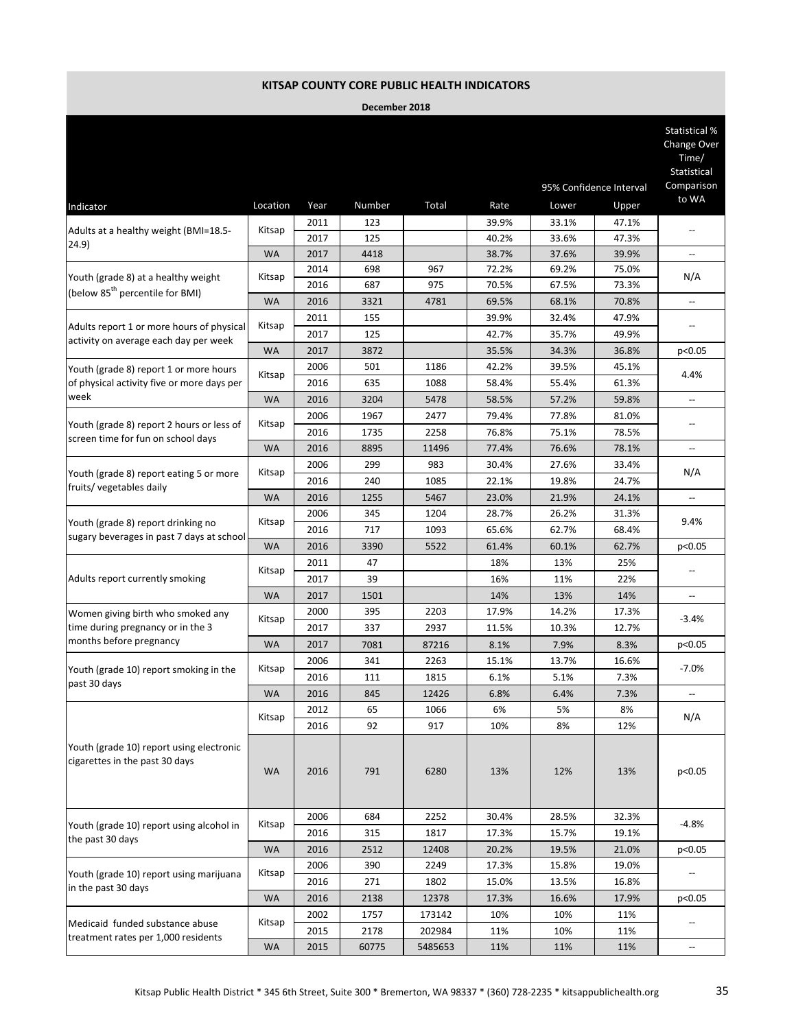# KITSAP COUNTY CORE PUBLIC HEALTH INDICATORS

**December 2018**

| Indicator | Location | Year | Number | Total | Rate | 95% Confidence Interval Lower | 95% Confidence Interval Upper | Statistical % Change Over Time/ Statistical Comparison to WA |
|---|---|---|---|---|---|---|---|---|
| Adults at a healthy weight (BMI=18.5-24.9) | Kitsap | 2011 | 123 | | 39.9% | 33.1% | 47.1% | -- |
| | | 2017 | 125 | | 40.2% | 33.6% | 47.3% | |
| | WA | 2017 | 4418 | | 38.7% | 37.6% | 39.9% | -- |
| Youth (grade 8) at a healthy weight (below 85th percentile for BMI) | Kitsap | 2014 | 698 | 967 | 72.2% | 69.2% | 75.0% | N/A |
| | | 2016 | 687 | 975 | 70.5% | 67.5% | 73.3% | |
| | WA | 2016 | 3321 | 4781 | 69.5% | 68.1% | 70.8% | -- |
| Adults report 1 or more hours of physical activity on average each day per week | Kitsap | 2011 | 155 | | 39.9% | 32.4% | 47.9% | -- |
| | | 2017 | 125 | | 42.7% | 35.7% | 49.9% | |
| | WA | 2017 | 3872 | | 35.5% | 34.3% | 36.8% | $p<0.05$ |
| Youth (grade 8) report 1 or more hours of physical activity five or more days per week | Kitsap | 2006 | 501 | 1186 | 42.2% | 39.5% | 45.1% | 4.4% |
| | | 2016 | 635 | 1088 | 58.4% | 55.4% | 61.3% | |
| | WA | 2016 | 3204 | 5478 | 58.5% | 57.2% | 59.8% | -- |
| Youth (grade 8) report 2 hours or less of screen time for fun on school days | Kitsap | 2006 | 1967 | 2477 | 79.4% | 77.8% | 81.0% | -- |
| | | 2016 | 1735 | 2258 | 76.8% | 75.1% | 78.5% | |
| | WA | 2016 | 8895 | 11496 | 77.4% | 76.6% | 78.1% | -- |
| Youth (grade 8) report eating 5 or more fruits/ vegetables daily | Kitsap | 2006 | 299 | 983 | 30.4% | 27.6% | 33.4% | N/A |
| | | 2016 | 240 | 1085 | 22.1% | 19.8% | 24.7% | |
| | WA | 2016 | 1255 | 5467 | 23.0% | 21.9% | 24.1% | -- |
| Youth (grade 8) report drinking no sugary beverages in past 7 days at school | Kitsap | 2006 | 345 | 1204 | 28.7% | 26.2% | 31.3% | 9.4% |
| | | 2016 | 717 | 1093 | 65.6% | 62.7% | 68.4% | |
| | WA | 2016 | 3390 | 5522 | 61.4% | 60.1% | 62.7% | $p<0.05$ |
| Adults report currently smoking | Kitsap | 2011 | 47 | | 18% | 13% | 25% | -- |
| | | 2017 | 39 | | 16% | 11% | 22% | |
| | WA | 2017 | 1501 | | 14% | 13% | 14% | -- |
| Women giving birth who smoked any time during pregnancy or in the 3 months before pregnancy | Kitsap | 2000 | 395 | 2203 | 17.9% | 14.2% | 17.3% | -3.4% |
| | | 2017 | 337 | 2937 | 11.5% | 10.3% | 12.7% | |
| | WA | 2017 | 7081 | 87216 | 8.1% | 7.9% | 8.3% | $p<0.05$ |
| Youth (grade 10) report smoking in the past 30 days | Kitsap | 2006 | 341 | 2263 | 15.1% | 13.7% | 16.6% | -7.0% |
| | | 2016 | 111 | 1815 | 6.1% | 5.1% | 7.3% | |
| | WA | 2016 | 845 | 12426 | 6.8% | 6.4% | 7.3% | -- |
| Youth (grade 10) report using electronic cigarettes in the past 30 days | Kitsap | 2012 | 65 | 1066 | 6% | 5% | 8% | N/A |
| | | 2016 | 92 | 917 | 10% | 8% | 12% | |
| | WA | 2016 | 791 | 6280 | 13% | 12% | 13% | $p<0.05$ |
| Youth (grade 10) report using alcohol in the past 30 days | Kitsap | 2006 | 684 | 2252 | 30.4% | 28.5% | 32.3% | -4.8% |
| | | 2016 | 315 | 1817 | 17.3% | 15.7% | 19.1% | |
| | WA | 2016 | 2512 | 12408 | 20.2% | 19.5% | 21.0% | $p<0.05$ |
| Youth (grade 10) report using marijuana in the past 30 days | Kitsap | 2006 | 390 | 2249 | 17.3% | 15.8% | 19.0% | -- |
| | | 2016 | 271 | 1802 | 15.0% | 13.5% | 16.8% | |
| | WA | 2016 | 2138 | 12378 | 17.3% | 16.6% | 17.9% | $p<0.05$ |
| Medicaid funded substance abuse treatment rates per 1,000 residents | Kitsap | 2002 | 1757 | 173142 | 10% | 10% | 11% | -- |
| | | 2015 | 2178 | 202984 | 11% | 10% | 11% | |
| | WA | 2015 | 60775 | 5485653 | 11% | 11% | 11% | -- |

Kitsap Public Health District * 345 6th Street, Suite 300 * Bremerton, WA 98337 * (360) 728-2235 * kitsappublichealth.org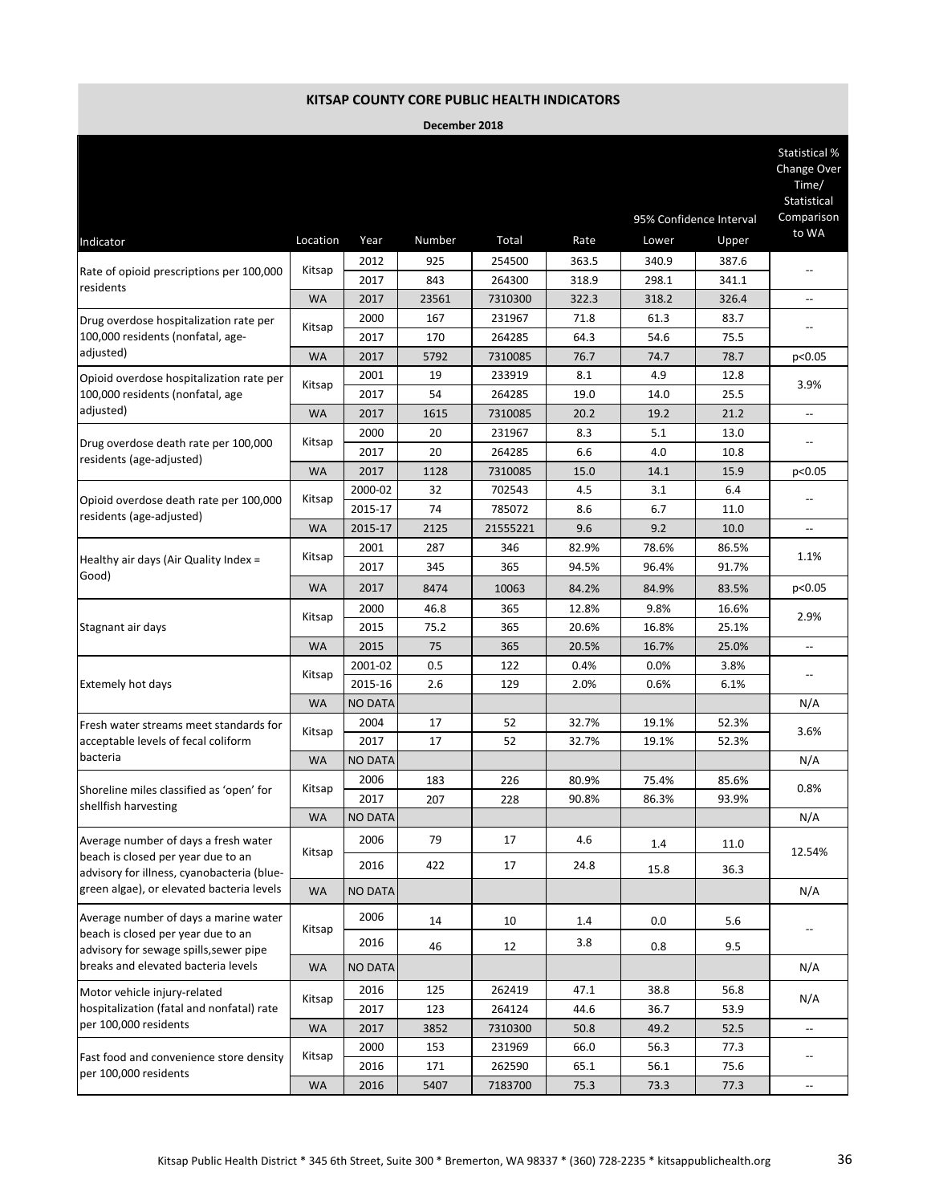## KITSAP COUNTY CORE PUBLIC HEALTH INDICATORS

**December 2018**

| Indicator | Location | Year | Number | Total | Rate | 95% Confidence Interval Lower | 95% Confidence Interval Upper | Statistical % Change Over Time/ Statistical Comparison to WA |
|---|---|---|---|---|---|---|---|---|
| Rate of opioid prescriptions per 100,000 residents | Kitsap | 2012 | 925 | 254500 | 363.5 | 340.9 | 387.6 | -- |
| | | 2017 | 843 | 264300 | 318.9 | 298.1 | 341.1 | |
| | WA | 2017 | 23561 | 7310300 | 322.3 | 318.2 | 326.4 | -- |
| Drug overdose hospitalization rate per 100,000 residents (nonfatal, age-adjusted) | Kitsap | 2000 | 167 | 231967 | 71.8 | 61.3 | 83.7 | -- |
| | | 2017 | 170 | 264285 | 64.3 | 54.6 | 75.5 | |
| | WA | 2017 | 5792 | 7310085 | 76.7 | 74.7 | 78.7 | p<0.05 |
| Opioid overdose hospitalization rate per 100,000 residents (nonfatal, age adjusted) | Kitsap | 2001 | 19 | 233919 | 8.1 | 4.9 | 12.8 | 3.9% |
| | | 2017 | 54 | 264285 | 19.0 | 14.0 | 25.5 | |
| | WA | 2017 | 1615 | 7310085 | 20.2 | 19.2 | 21.2 | -- |
| Drug overdose death rate per 100,000 residents (age-adjusted) | Kitsap | 2000 | 20 | 231967 | 8.3 | 5.1 | 13.0 | -- |
| | | 2017 | 20 | 264285 | 6.6 | 4.0 | 10.8 | |
| | WA | 2017 | 1128 | 7310085 | 15.0 | 14.1 | 15.9 | p<0.05 |
| Opioid overdose death rate per 100,000 residents (age-adjusted) | Kitsap | 2000-02 | 32 | 702543 | 4.5 | 3.1 | 6.4 | -- |
| | | 2015-17 | 74 | 785072 | 8.6 | 6.7 | 11.0 | |
| | WA | 2015-17 | 2125 | 21555221 | 9.6 | 9.2 | 10.0 | -- |
| Healthy air days (Air Quality Index = Good) | Kitsap | 2001 | 287 | 346 | 82.9% | 78.6% | 86.5% | 1.1% |
| | | 2017 | 345 | 365 | 94.5% | 96.4% | 91.7% | |
| | WA | 2017 | 8474 | 10063 | 84.2% | 84.9% | 83.5% | p<0.05 |
| Stagnant air days | Kitsap | 2000 | 46.8 | 365 | 12.8% | 9.8% | 16.6% | 2.9% |
| | | 2015 | 75.2 | 365 | 20.6% | 16.8% | 25.1% | |
| | WA | 2015 | 75 | 365 | 20.5% | 16.7% | 25.0% | -- |
| Extemely hot days | Kitsap | 2001-02 | 0.5 | 122 | 0.4% | 0.0% | 3.8% | -- |
| | | 2015-16 | 2.6 | 129 | 2.0% | 0.6% | 6.1% | |
| | WA | NO DATA | | | | | | N/A |
| Fresh water streams meet standards for acceptable levels of fecal coliform bacteria | Kitsap | 2004 | 17 | 52 | 32.7% | 19.1% | 52.3% | 3.6% |
| | | 2017 | 17 | 52 | 32.7% | 19.1% | 52.3% | |
| | WA | NO DATA | | | | | | N/A |
| Shoreline miles classified as 'open' for shellfish harvesting | Kitsap | 2006 | 183 | 226 | 80.9% | 75.4% | 85.6% | 0.8% |
| | | 2017 | 207 | 228 | 90.8% | 86.3% | 93.9% | |
| | WA | NO DATA | | | | | | N/A |
| Average number of days a fresh water beach is closed per year due to an advisory for illness, cyanobacteria (blue-green algae), or elevated bacteria levels | Kitsap | 2006 | 79 | 17 | 4.6 | 1.4 | 11.0 | 12.54% |
| | | 2016 | 422 | 17 | 24.8 | 15.8 | 36.3 | |
| | WA | NO DATA | | | | | | N/A |
| Average number of days a marine water beach is closed per year due to an advisory for sewage spills,sewer pipe breaks and elevated bacteria levels | Kitsap | 2006 | 14 | 10 | 1.4 | 0.0 | 5.6 | -- |
| | | 2016 | 46 | 12 | 3.8 | 0.8 | 9.5 | |
| | WA | NO DATA | | | | | | N/A |
| Motor vehicle injury-related hospitalization (fatal and nonfatal) rate per 100,000 residents | Kitsap | 2016 | 125 | 262419 | 47.1 | 38.8 | 56.8 | N/A |
| | | 2017 | 123 | 264124 | 44.6 | 36.7 | 53.9 | |
| | WA | 2017 | 3852 | 7310300 | 50.8 | 49.2 | 52.5 | -- |
| Fast food and convenience store density per 100,000 residents | Kitsap | 2000 | 153 | 231969 | 66.0 | 56.3 | 77.3 | -- |
| | | 2016 | 171 | 262590 | 65.1 | 56.1 | 75.6 | |
| | WA | 2016 | 5407 | 7183700 | 75.3 | 73.3 | 77.3 | -- |

Kitsap Public Health District * 345 6th Street, Suite 300 * Bremerton, WA 98337 * (360) 728-2235 * kitsappublichealth.org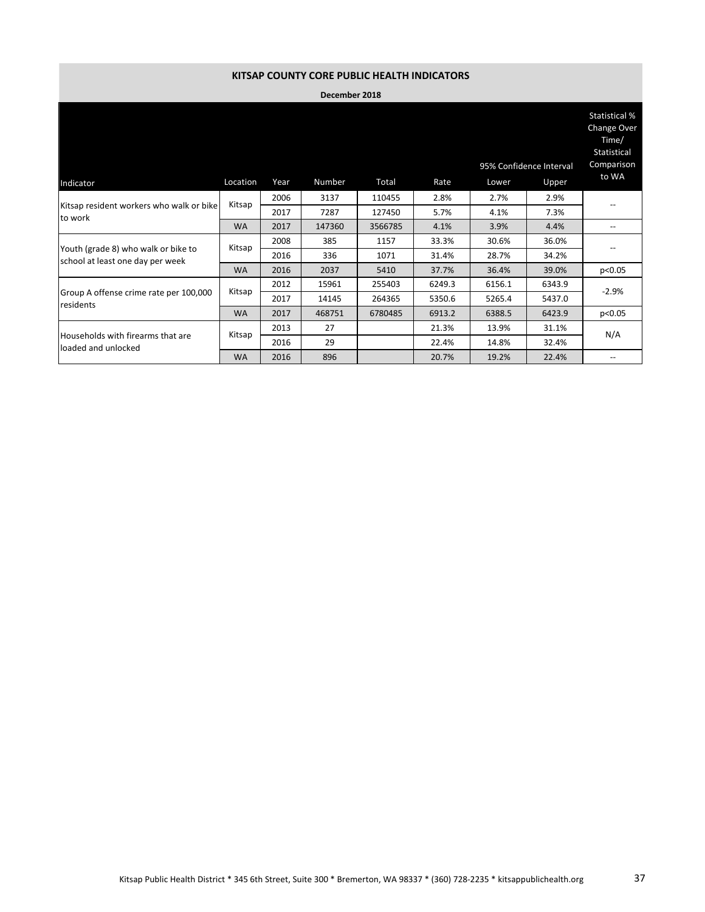**KITSAP COUNTY CORE PUBLIC HEALTH INDICATORS**

**December 2018**

| Indicator | Location | Year | Number | Total | Rate | 95% Confidence Interval Lower | 95% Confidence Interval Upper | Statistical % Change Over Time/ Statistical Comparison to WA |
|---|---|---|---|---|---|---|---|---|
| Kitsap resident workers who walk or bike to work | Kitsap | 2006 | 3137 | 110455 | 2.8% | 2.7% | 2.9% | -- |
| | | 2017 | 7287 | 127450 | 5.7% | 4.1% | 7.3% | |
| | WA | 2017 | 147360 | 3566785 | 4.1% | 3.9% | 4.4% | -- |
| Youth (grade 8) who walk or bike to school at least one day per week | Kitsap | 2008 | 385 | 1157 | 33.3% | 30.6% | 36.0% | -- |
| | | 2016 | 336 | 1071 | 31.4% | 28.7% | 34.2% | |
| | WA | 2016 | 2037 | 5410 | 37.7% | 36.4% | 39.0% | $p<0.05$ |
| Group A offense crime rate per 100,000 residents | Kitsap | 2012 | 15961 | 255403 | 6249.3 | 6156.1 | 6343.9 | -2.9% |
| | | 2017 | 14145 | 264365 | 5350.6 | 5265.4 | 5437.0 | |
| | WA | 2017 | 468751 | 6780485 | 6913.2 | 6388.5 | 6423.9 | $p<0.05$ |
| Households with firearms that are loaded and unlocked | Kitsap | 2013 | 27 | | 21.3% | 13.9% | 31.1% | N/A |
| | | 2016 | 29 | | 22.4% | 14.8% | 32.4% | |
| | WA | 2016 | 896 | | 20.7% | 19.2% | 22.4% | -- |

Kitsap Public Health District * 345 6th Street, Suite 300 * Bremerton, WA 98337 * (360) 728-2235 * kitsappublichealth.org